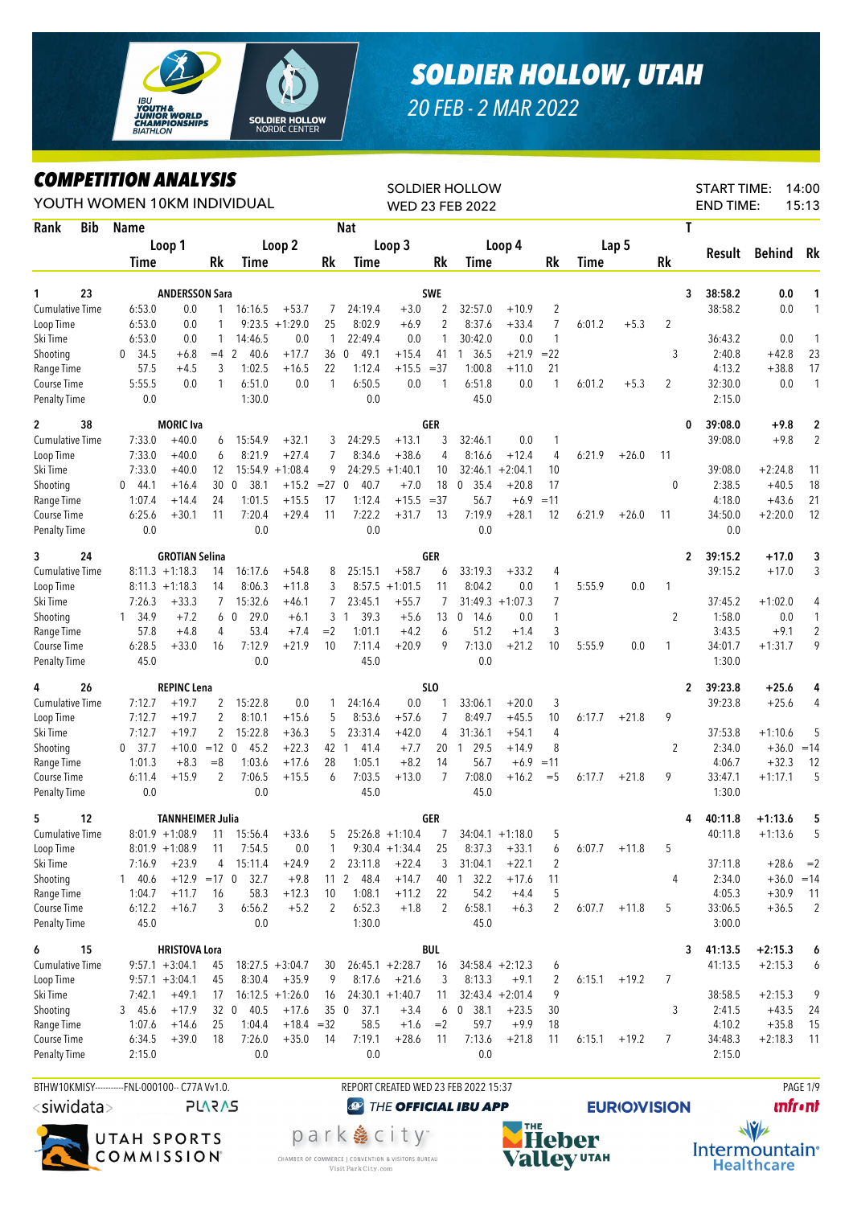# SOLDIER HOLLOW, UTAH

20 FEB - 2 MAR 2022

## COMPETITION ANALYSIS

YOUTH WOMEN 10KM INDIVIDUAL

SOLDIER HOLLOW
WED 23 FEB 2022

START TIME: 14:00
END TIME: 15:13

| Rank | Bib | Name | | Loop 1 Time | | Rk | Loop 2 Time | | Rk | Loop 3 Time | | Rk | Loop 4 Time | | Rk | Lap 5 Time | | Rk | T | Result | Behind | Rk |
|---|---|---|---|---|---|---|---|---|---|---|---|---|---|---|---|---|---|---|---|---|---|---|
| 1 | 23 | ANDERSSON Sara | | | | | | | | SWE | | | | | | | | | 3 | 38:58.2 | 0.0 | 1 |
| | | Cumulative Time | | 6:53.0 | 0.0 | 1 | 16:16.5 | +53.7 | 7 | 24:19.4 | +3.0 | 2 | 32:57.0 | +10.9 | 2 | | | | | 38:58.2 | 0.0 | 1 |
| | | Loop Time | | 6:53.0 | 0.0 | 1 | 9:23.5 | +1:29.0 | 25 | 8:02.9 | +6.9 | 2 | 8:37.6 | +33.4 | 7 | 6:01.2 | +5.3 | 2 | | | | |
| | | Ski Time | | 6:53.0 | 0.0 | 1 | 14:46.5 | 0.0 | 1 | 22:49.4 | 0.0 | 1 | 30:42.0 | 0.0 | 1 | | | | | 36:43.2 | 0.0 | 1 |
| | | Shooting | 0 | 34.5 | +6.8 | =4 | 2 40.6 | +17.7 | 36 | 0 49.1 | +15.4 | 41 | 1 36.5 | +21.9 | =22 | | | | 3 | 2:40.8 | +42.8 | 23 |
| | | Range Time | | 57.5 | +4.5 | 3 | 1:02.5 | +16.5 | 22 | 1:12.4 | +15.5 | =37 | 1:00.8 | +11.0 | 21 | | | | | 4:13.2 | +38.8 | 17 |
| | | Course Time | | 5:55.5 | 0.0 | 1 | 6:51.0 | 0.0 | 1 | 6:50.5 | 0.0 | 1 | 6:51.8 | 0.0 | 1 | 6:01.2 | +5.3 | 2 | | 32:30.0 | 0.0 | 1 |
| | | Penalty Time | | 0.0 | | | 1:30.0 | | | 0.0 | | | 45.0 | | | | | | | 2:15.0 | | |
| 2 | 38 | MORIC Iva | | | | | | | | GER | | | | | | | | | 0 | 39:08.0 | +9.8 | 2 |
| | | Cumulative Time | | 7:33.0 | +40.0 | 6 | 15:54.9 | +32.1 | 3 | 24:29.5 | +13.1 | 3 | 32:46.1 | 0.0 | 1 | | | | | 39:08.0 | +9.8 | 2 |
| | | Loop Time | | 7:33.0 | +40.0 | 6 | 8:21.9 | +27.4 | 7 | 8:34.6 | +38.6 | 4 | 8:16.6 | +12.4 | 4 | 6:21.9 | +26.0 | 11 | | | | |
| | | Ski Time | | 7:33.0 | +40.0 | 12 | 15:54.9 | +1:08.4 | 9 | 24:29.5 | +1:40.1 | 10 | 32:46.1 | +2:04.1 | 10 | | | | | 39:08.0 | +2:24.8 | 11 |
| | | Shooting | 0 | 44.1 | +16.4 | 30 | 0 38.1 | +15.2 | =27 | 0 40.7 | +7.0 | 18 | 0 35.4 | +20.8 | 17 | | | | 0 | 2:38.5 | +40.5 | 18 |
| | | Range Time | | 1:07.4 | +14.4 | 24 | 1:01.5 | +15.5 | 17 | 1:12.4 | +15.5 | =37 | 56.7 | +6.9 | =11 | | | | | 4:18.0 | +43.6 | 21 |
| | | Course Time | | 6:25.6 | +30.1 | 11 | 7:20.4 | +29.4 | 11 | 7:22.2 | +31.7 | 13 | 7:19.9 | +28.1 | 12 | 6:21.9 | +26.0 | 11 | | 34:50.0 | +2:20.0 | 12 |
| | | Penalty Time | | 0.0 | | | 0.0 | | | 0.0 | | | 0.0 | | | | | | | 0.0 | | |
| 3 | 24 | GROTIAN Selina | | | | | | | | GER | | | | | | | | | 2 | 39:15.2 | +17.0 | 3 |
| | | Cumulative Time | | 8:11.3 | +1:18.3 | 14 | 16:17.6 | +54.8 | 8 | 25:15.1 | +58.7 | 6 | 33:19.3 | +33.2 | 4 | | | | | 39:15.2 | +17.0 | 3 |
| | | Loop Time | | 8:11.3 | +1:18.3 | 14 | 8:06.3 | +11.8 | 3 | 8:57.5 | +1:01.5 | 11 | 8:04.2 | 0.0 | 1 | 5:55.9 | 0.0 | 1 | | | | |
| | | Ski Time | | 7:26.3 | +33.3 | 7 | 15:32.6 | +46.1 | 7 | 23:45.1 | +55.7 | 7 | 31:49.3 | +1:07.3 | 7 | | | | | 37:45.2 | +1:02.0 | 4 |
| | | Shooting | 1 | 34.9 | +7.2 | 6 | 0 29.0 | +6.1 | 3 | 1 39.3 | +5.6 | 13 | 0 14.6 | 0.0 | 1 | | | | 2 | 1:58.0 | 0.0 | 1 |
| | | Range Time | | 57.8 | +4.8 | 4 | 53.4 | +7.4 | =2 | 1:01.1 | +4.2 | 6 | 51.2 | +1.4 | 3 | | | | | 3:43.5 | +9.1 | 2 |
| | | Course Time | | 6:28.5 | +33.0 | 16 | 7:12.9 | +21.9 | 10 | 7:11.4 | +20.9 | 10 | 7:13.0 | +21.2 | 10 | 5:55.9 | 0.0 | 1 | | 34:01.7 | +1:31.7 | 9 |
| | | Penalty Time | | 45.0 | | | 0.0 | | | 45.0 | | | 0.0 | | | | | | | 1:30.0 | | |
| 4 | 26 | REPINC Lena | | | | | | | | SLO | | | | | | | | | 2 | 39:23.8 | +25.6 | 4 |
| | | Cumulative Time | | 7:12.7 | +19.7 | 2 | 15:22.8 | 0.0 | 1 | 24:16.4 | 0.0 | 1 | 33:06.1 | +20.0 | 3 | | | | | 39:23.8 | +25.6 | 4 |
| | | Loop Time | | 7:12.7 | +19.7 | 2 | 8:10.1 | +15.6 | 5 | 8:53.6 | +57.6 | 7 | 8:49.7 | +45.5 | 10 | 6:17.7 | +21.8 | 9 | | | | |
| | | Ski Time | | 7:12.7 | +19.7 | 2 | 15:22.8 | +36.3 | 5 | 23:31.4 | +42.0 | 4 | 31:36.1 | +54.1 | 4 | | | | | 37:53.8 | +1:10.6 | 5 |
| | | Shooting | 0 | 37.7 | +10.0 | =12 | 0 45.2 | +22.3 | 42 | 1 41.4 | +7.7 | 20 | 1 29.5 | +14.9 | 8 | | | | 2 | 2:34.0 | +36.0 | =14 |
| | | Range Time | | 1:01.3 | +8.3 | =8 | 1:03.6 | +17.6 | 28 | 1:05.1 | +8.2 | 14 | 56.7 | +6.9 | =11 | | | | | 4:06.7 | +32.3 | 12 |
| | | Course Time | | 6:11.4 | +15.9 | 2 | 7:06.5 | +15.5 | 6 | 7:03.5 | +13.0 | 7 | 7:08.0 | +16.2 | =5 | 6:17.7 | +21.8 | 9 | | 33:47.1 | +1:17.1 | 5 |
| | | Penalty Time | | 0.0 | | | 0.0 | | | 45.0 | | | 45.0 | | | | | | | 1:30.0 | | |
| 5 | 12 | TANNHEIMER Julia | | | | | | | | GER | | | | | | | | | 4 | 40:11.8 | +1:13.6 | 5 |
| | | Cumulative Time | | 8:01.9 | +1:08.9 | 11 | 15:56.4 | +33.6 | 5 | 25:26.8 | +1:10.4 | 7 | 34:04.1 | +1:18.0 | 5 | | | | | 40:11.8 | +1:13.6 | 5 |
| | | Loop Time | | 8:01.9 | +1:08.9 | 11 | 7:54.5 | 0.0 | 1 | 9:30.4 | +1:34.4 | 25 | 8:37.3 | +33.1 | 6 | 6:07.7 | +11.8 | 5 | | | | |
| | | Ski Time | | 7:16.9 | +23.9 | 4 | 15:11.4 | +24.9 | 2 | 23:11.8 | +22.4 | 3 | 31:04.1 | +22.1 | 2 | | | | | 37:11.8 | +28.6 | =2 |
| | | Shooting | 1 | 40.6 | +12.9 | =17 | 0 32.7 | +9.8 | 11 | 2 48.4 | +14.7 | 40 | 1 32.2 | +17.6 | 11 | | | | 4 | 2:34.0 | +36.0 | =14 |
| | | Range Time | | 1:04.7 | +11.7 | 16 | 58.3 | +12.3 | 10 | 1:08.1 | +11.2 | 22 | 54.2 | +4.4 | 5 | | | | | 4:05.3 | +30.9 | 11 |
| | | Course Time | | 6:12.2 | +16.7 | 3 | 6:56.2 | +5.2 | 2 | 6:52.3 | +1.8 | 2 | 6:58.1 | +6.3 | 2 | 6:07.7 | +11.8 | 5 | | 33:06.5 | +36.5 | 2 |
| | | Penalty Time | | 45.0 | | | 0.0 | | | 1:30.0 | | | 45.0 | | | | | | | 3:00.0 | | |
| 6 | 15 | HRISTOVA Lora | | | | | | | | BUL | | | | | | | | | 3 | 41:13.5 | +2:15.3 | 6 |
| | | Cumulative Time | | 9:57.1 | +3:04.1 | 45 | 18:27.5 | +3:04.7 | 30 | 26:45.1 | +2:28.7 | 16 | 34:58.4 | +2:12.3 | 6 | | | | | 41:13.5 | +2:15.3 | 6 |
| | | Loop Time | | 9:57.1 | +3:04.1 | 45 | 8:30.4 | +35.9 | 9 | 8:17.6 | +21.6 | 3 | 8:13.3 | +9.1 | 2 | 6:15.1 | +19.2 | 7 | | | | |
| | | Ski Time | | 7:42.1 | +49.1 | 17 | 16:12.5 | +1:26.0 | 16 | 24:30.1 | +1:40.7 | 11 | 32:43.4 | +2:01.4 | 9 | | | | | 38:58.5 | +2:15.3 | 9 |
| | | Shooting | 3 | 45.6 | +17.9 | 32 | 0 40.5 | +17.6 | 35 | 0 37.1 | +3.4 | 6 | 0 38.1 | +23.5 | 30 | | | | 3 | 2:41.5 | +43.5 | 24 |
| | | Range Time | | 1:07.6 | +14.6 | 25 | 1:04.4 | +18.4 | =32 | 58.5 | +1.6 | =2 | 59.7 | +9.9 | 18 | | | | | 4:10.2 | +35.8 | 15 |
| | | Course Time | | 6:34.5 | +39.0 | 18 | 7:26.0 | +35.0 | 14 | 7:19.1 | +28.6 | 11 | 7:13.6 | +21.8 | 11 | 6:15.1 | +19.2 | 7 | | 34:48.3 | +2:18.3 | 11 |
| | | Penalty Time | | 2:15.0 | | | 0.0 | | | 0.0 | | | 0.0 | | | | | | | 2:15.0 | | |

BTHW10KMISY----------FNL-000100-- C77A Vv1.0. REPORT CREATED WED 23 FEB 2022 15:37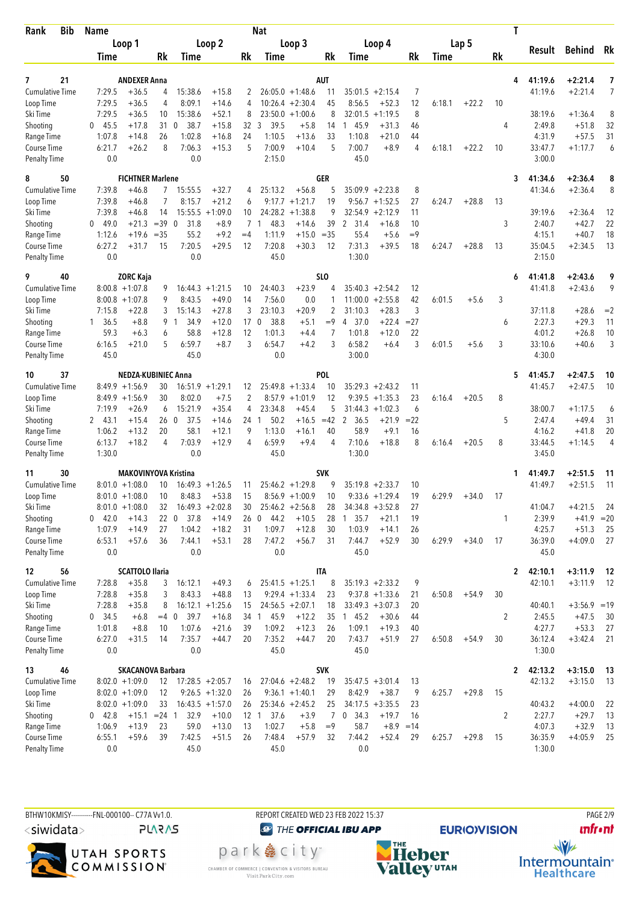| Rank | Bib | Name | | | | | Nat | | | | | | | | | | T | Result | Behind | Rk |
|---|---|---|---|---|---|---|---|---|---|---|---|---|---|---|---|---|---|---|---|---|
| | | Loop 1 | | | Loop 2 | | | Loop 3 | | | Loop 4 | | | Lap 5 | | | | | | |
| | | Time | | Rk | Time | | Rk | Time | | Rk | Time | | Rk | Time | | Rk | | | | |
| **7** | **21** | **ANDEXER Anna** | | | | | **AUT** | | | | | | | | | | **4** | **41:19.6** | **+2:21.4** | **7** |
| Cumulative Time | | 7:29.5 | +36.5 | 4 | 15:38.6 | +15.8 | 2 | 26:05.0 | +1:48.6 | 11 | 35:01.5 | +2:15.4 | 7 | | | | | 41:19.6 | +2:21.4 | 7 |
| Loop Time | | 7:29.5 | +36.5 | 4 | 8:09.1 | +14.6 | 4 | 10:26.4 | +2:30.4 | 45 | 8:56.5 | +52.3 | 12 | 6:18.1 | +22.2 | 10 | | | | |
| Ski Time | | 7:29.5 | +36.5 | 10 | 15:38.6 | +52.1 | 8 | 23:50.0 | +1:00.6 | 8 | 32:01.5 | +1:19.5 | 8 | | | | | 38:19.6 | +1:36.4 | 8 |
| Shooting | | 0 45.5 | +17.8 | 31 | 0 38.7 | +15.8 | 32 | 3 39.5 | +5.8 | 14 | 1 45.9 | +31.3 | 46 | | | | 4 | 2:49.8 | +51.8 | 32 |
| Range Time | | 1:07.8 | +14.8 | 26 | 1:02.8 | +16.8 | 24 | 1:10.5 | +13.6 | 33 | 1:10.8 | +21.0 | 44 | | | | | 4:31.9 | +57.5 | 31 |
| Course Time | | 6:21.7 | +26.2 | 8 | 7:06.3 | +15.3 | 5 | 7:00.9 | +10.4 | 5 | 7:00.7 | +8.9 | 4 | 6:18.1 | +22.2 | 10 | | 33:47.7 | +1:17.7 | 6 |
| Penalty Time | | 0.0 | | | 0.0 | | | 2:15.0 | | | 45.0 | | | | | | | 3:00.0 | | |
| **8** | **50** | **FICHTNER Marlene** | | | | | **GER** | | | | | | | | | | **3** | **41:34.6** | **+2:36.4** | **8** |
| Cumulative Time | | 7:39.8 | +46.8 | 7 | 15:55.5 | +32.7 | 4 | 25:13.2 | +56.8 | 5 | 35:09.9 | +2:23.8 | 8 | | | | | 41:34.6 | +2:36.4 | 8 |
| Loop Time | | 7:39.8 | +46.8 | 7 | 8:15.7 | +21.2 | 6 | 9:17.7 | +1:21.7 | 19 | 9:56.7 | +1:52.5 | 27 | 6:24.7 | +28.8 | 13 | | | | |
| Ski Time | | 7:39.8 | +46.8 | 14 | 15:55.5 | +1:09.0 | 10 | 24:28.2 | +1:38.8 | 9 | 32:54.9 | +2:12.9 | 11 | | | | | 39:19.6 | +2:36.4 | 12 |
| Shooting | | 0 49.0 | +21.3 | =39 | 0 31.8 | +8.9 | 7 | 1 48.3 | +14.6 | 39 | 2 31.4 | +16.8 | 10 | | | | 3 | 2:40.7 | +42.7 | 22 |
| Range Time | | 1:12.6 | +19.6 | =35 | 55.2 | +9.2 | =4 | 1:11.9 | +15.0 | =35 | 55.4 | +5.6 | =9 | | | | | 4:15.1 | +40.7 | 18 |
| Course Time | | 6:27.2 | +31.7 | 15 | 7:20.5 | +29.5 | 12 | 7:20.8 | +30.3 | 12 | 7:31.3 | +39.5 | 18 | 6:24.7 | +28.8 | 13 | | 35:04.5 | +2:34.5 | 13 |
| Penalty Time | | 0.0 | | | 0.0 | | | 45.0 | | | 1:30.0 | | | | | | | 2:15.0 | | |
| **9** | **40** | **ZORC Kaja** | | | | | **SLO** | | | | | | | | | | **6** | **41:41.8** | **+2:43.6** | **9** |
| Cumulative Time | | 8:00.8 | +1:07.8 | 9 | 16:44.3 | +1:21.5 | 10 | 24:40.3 | +23.9 | 4 | 35:40.3 | +2:54.2 | 12 | | | | | 41:41.8 | +2:43.6 | 9 |
| Loop Time | | 8:00.8 | +1:07.8 | 9 | 8:43.5 | +49.0 | 14 | 7:56.0 | 0.0 | 1 | 11:00.0 | +2:55.8 | 42 | 6:01.5 | +5.6 | 3 | | | | |
| Ski Time | | 7:15.8 | +22.8 | 3 | 15:14.3 | +27.8 | 3 | 23:10.3 | +20.9 | 2 | 31:10.3 | +28.3 | 3 | | | | | 37:11.8 | +28.6 | =2 |
| Shooting | | 1 36.5 | +8.8 | 9 | 1 34.9 | +12.0 | 17 | 0 38.8 | +5.1 | =9 | 4 37.0 | +22.4 | =27 | | | | 6 | 2:27.3 | +29.3 | 11 |
| Range Time | | 59.3 | +6.3 | 6 | 58.8 | +12.8 | 12 | 1:01.3 | +4.4 | 7 | 1:01.8 | +12.0 | 22 | | | | | 4:01.2 | +26.8 | 10 |
| Course Time | | 6:16.5 | +21.0 | 5 | 6:59.7 | +8.7 | 3 | 6:54.7 | +4.2 | 3 | 6:58.2 | +6.4 | 3 | 6:01.5 | +5.6 | 3 | | 33:10.6 | +40.6 | 3 |
| Penalty Time | | 45.0 | | | 45.0 | | | 0.0 | | | 3:00.0 | | | | | | | 4:30.0 | | |
| **10** | **37** | **NEDZA-KUBINIEC Anna** | | | | | **POL** | | | | | | | | | | **5** | **41:45.7** | **+2:47.5** | **10** |
| Cumulative Time | | 8:49.9 | +1:56.9 | 30 | 16:51.9 | +1:29.1 | 12 | 25:49.8 | +1:33.4 | 10 | 35:29.3 | +2:43.2 | 11 | | | | | 41:45.7 | +2:47.5 | 10 |
| Loop Time | | 8:49.9 | +1:56.9 | 30 | 8:02.0 | +7.5 | 2 | 8:57.9 | +1:01.9 | 12 | 9:39.5 | +1:35.3 | 23 | 6:16.4 | +20.5 | 8 | | | | |
| Ski Time | | 7:19.9 | +26.9 | 6 | 15:21.9 | +35.4 | 4 | 23:34.8 | +45.4 | 5 | 31:44.3 | +1:02.3 | 6 | | | | | 38:00.7 | +1:17.5 | 6 |
| Shooting | | 2 43.1 | +15.4 | 26 | 0 37.5 | +14.6 | 24 | 1 50.2 | +16.5 | =42 | 2 36.5 | +21.9 | =22 | | | | 5 | 2:47.4 | +49.4 | 31 |
| Range Time | | 1:06.2 | +13.2 | 20 | 58.1 | +12.1 | 9 | 1:13.0 | +16.1 | 40 | 58.9 | +9.1 | 16 | | | | | 4:16.2 | +41.8 | 20 |
| Course Time | | 6:13.7 | +18.2 | 4 | 7:03.9 | +12.9 | 4 | 6:59.9 | +9.4 | 4 | 7:10.6 | +18.8 | 8 | 6:16.4 | +20.5 | 8 | | 33:44.5 | +1:14.5 | 4 |
| Penalty Time | | 1:30.0 | | | 0.0 | | | 45.0 | | | 1:30.0 | | | | | | | 3:45.0 | | |
| **11** | **30** | **MAKOVINYOVA Kristina** | | | | | **SVK** | | | | | | | | | | **1** | **41:49.7** | **+2:51.5** | **11** |
| Cumulative Time | | 8:01.0 | +1:08.0 | 10 | 16:49.3 | +1:26.5 | 11 | 25:46.2 | +1:29.8 | 9 | 35:19.8 | +2:33.7 | 10 | | | | | 41:49.7 | +2:51.5 | 11 |
| Loop Time | | 8:01.0 | +1:08.0 | 10 | 8:48.3 | +53.8 | 15 | 8:56.9 | +1:00.9 | 10 | 9:33.6 | +1:29.4 | 19 | 6:29.9 | +34.0 | 17 | | | | |
| Ski Time | | 8:01.0 | +1:08.0 | 32 | 16:49.3 | +2:02.8 | 30 | 25:46.2 | +2:56.8 | 28 | 34:34.8 | +3:52.8 | 27 | | | | | 41:04.7 | +4:21.5 | 24 |
| Shooting | | 0 42.0 | +14.3 | 22 | 0 37.8 | +14.9 | 26 | 0 44.2 | +10.5 | 28 | 1 35.7 | +21.1 | 19 | | | | 1 | 2:39.9 | +41.9 | =20 |
| Range Time | | 1:07.9 | +14.9 | 27 | 1:04.2 | +18.2 | 31 | 1:09.7 | +12.8 | 30 | 1:03.9 | +14.1 | 26 | | | | | 4:25.7 | +51.3 | 25 |
| Course Time | | 6:53.1 | +57.6 | 36 | 7:44.1 | +53.1 | 28 | 7:47.2 | +56.7 | 31 | 7:44.7 | +52.9 | 30 | 6:29.9 | +34.0 | 17 | | 36:39.0 | +4:09.0 | 27 |
| Penalty Time | | 0.0 | | | 0.0 | | | 0.0 | | | 45.0 | | | | | | | 45.0 | | |
| **12** | **56** | **SCATTOLO Ilaria** | | | | | **ITA** | | | | | | | | | | **2** | **42:10.1** | **+3:11.9** | **12** |
| Cumulative Time | | 7:28.8 | +35.8 | 3 | 16:12.1 | +49.3 | 6 | 25:41.5 | +1:25.1 | 8 | 35:19.3 | +2:33.2 | 9 | | | | | 42:10.1 | +3:11.9 | 12 |
| Loop Time | | 7:28.8 | +35.8 | 3 | 8:43.3 | +48.8 | 13 | 9:29.4 | +1:33.4 | 23 | 9:37.8 | +1:33.6 | 21 | 6:50.8 | +54.9 | 30 | | | | |
| Ski Time | | 7:28.8 | +35.8 | 8 | 16:12.1 | +1:25.6 | 15 | 24:56.5 | +2:07.1 | 18 | 33:49.3 | +3:07.3 | 20 | | | | | 40:40.1 | +3:56.9 | =19 |
| Shooting | | 0 34.5 | +6.8 | =4 | 0 39.7 | +16.8 | 34 | 1 45.9 | +12.2 | 35 | 1 45.2 | +30.6 | 44 | | | | 2 | 2:45.5 | +47.5 | 30 |
| Range Time | | 1:01.8 | +8.8 | 10 | 1:07.6 | +21.6 | 39 | 1:09.2 | +12.3 | 26 | 1:09.1 | +19.3 | 40 | | | | | 4:27.7 | +53.3 | 27 |
| Course Time | | 6:27.0 | +31.5 | 14 | 7:35.7 | +44.7 | 20 | 7:35.2 | +44.7 | 20 | 7:43.7 | +51.9 | 27 | 6:50.8 | +54.9 | 30 | | 36:12.4 | +3:42.4 | 21 |
| Penalty Time | | 0.0 | | | 0.0 | | | 45.0 | | | 45.0 | | | | | | | 1:30.0 | | |
| **13** | **46** | **SKACANOVA Barbara** | | | | | **SVK** | | | | | | | | | | **2** | **42:13.2** | **+3:15.0** | **13** |
| Cumulative Time | | 8:02.0 | +1:09.0 | 12 | 17:28.5 | +2:05.7 | 16 | 27:04.6 | +2:48.2 | 19 | 35:47.5 | +3:01.4 | 13 | | | | | 42:13.2 | +3:15.0 | 13 |
| Loop Time | | 8:02.0 | +1:09.0 | 12 | 9:26.5 | +1:32.0 | 26 | 9:36.1 | +1:40.1 | 29 | 8:42.9 | +38.7 | 9 | 6:25.7 | +29.8 | 15 | | | | |
| Ski Time | | 8:02.0 | +1:09.0 | 33 | 16:43.5 | +1:57.0 | 26 | 25:34.6 | +2:45.2 | 25 | 34:17.5 | +3:35.5 | 23 | | | | | 40:43.2 | +4:00.0 | 22 |
| Shooting | | 0 42.8 | +15.1 | =24 | 1 32.9 | +10.0 | 12 | 1 37.6 | +3.9 | 7 | 0 34.3 | +19.7 | 16 | | | | 2 | 2:27.7 | +29.7 | 13 |
| Range Time | | 1:06.9 | +13.9 | 23 | 59.0 | +13.0 | 13 | 1:02.7 | +5.8 | =9 | 58.7 | +8.9 | =14 | | | | | 4:07.3 | +32.9 | 13 |
| Course Time | | 6:55.1 | +59.6 | 39 | 7:42.5 | +51.5 | 26 | 7:48.4 | +57.9 | 32 | 7:44.2 | +52.4 | 29 | 6:25.7 | +29.8 | 15 | | 36:35.9 | +4:05.9 | 25 |
| Penalty Time | | 0.0 | | | 45.0 | | | 45.0 | | | 0.0 | | | | | | | 1:30.0 | | |

BTHW10KMISY----------FNL-000100-- C77A Vv1.0. REPORT CREATED WED 23 FEB 2022 15:37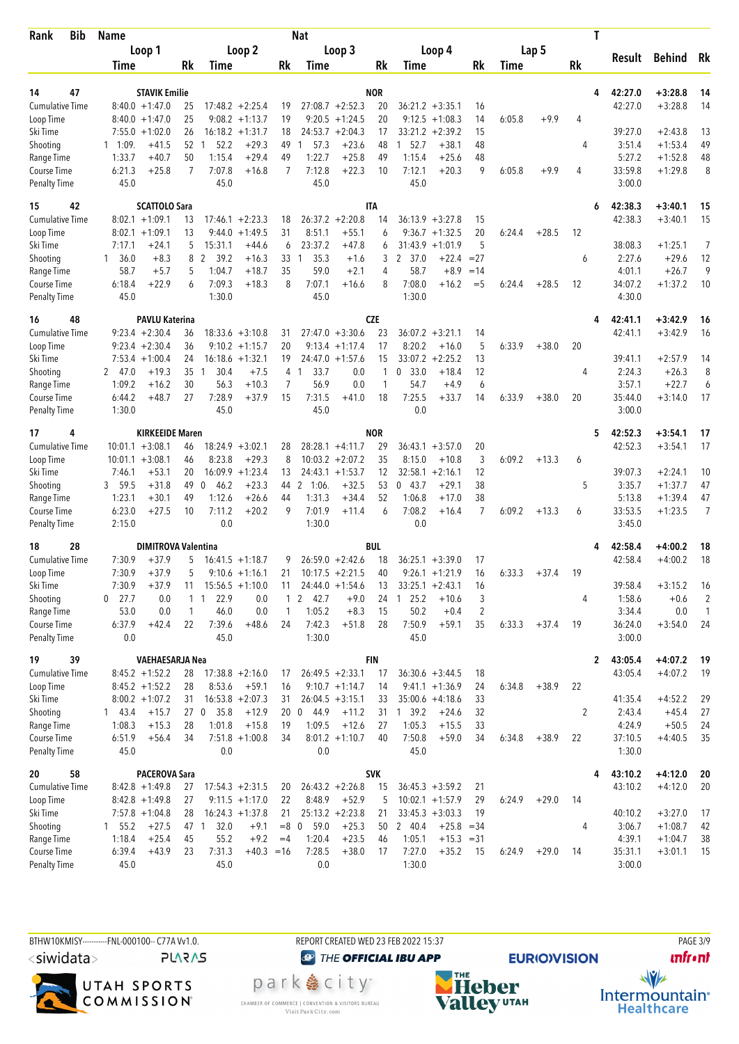| Rank | Bib | Name | | | Nat | | | | | | | | | | T | Result | Behind | Rk |
|---|---|---|---|---|---|---|---|---|---|---|---|---|---|---|---|---|---|---|
| | | Loop 1 | | | Loop 2 | | | Loop 3 | | | Loop 4 | | | Lap 5 | | | | |
| | | Time | | Rk | Time | | Rk | Time | | Rk | Time | | Rk | Time | | Rk | | |
| **14** | **47** | **STAVIK Emilie** | | | | | | **NOR** | | | | | | | **4** | **42:27.0** | **+3:28.8** | **14** |
| Cumulative Time | | 8:40.0 | +1:47.0 | 25 | 17:48.2 | +2:25.4 | 19 | 27:08.7 | +2:52.3 | 20 | 36:21.2 | +3:35.1 | 16 | | | | 42:27.0 | +3:28.8 | 14 |
| Loop Time | | 8:40.0 | +1:47.0 | 25 | 9:08.2 | +1:13.7 | 19 | 9:20.5 | +1:24.5 | 20 | 9:12.5 | +1:08.3 | 14 | 6:05.8 | +9.9 | 4 | | | |
| Ski Time | | 7:55.0 | +1:02.0 | 26 | 16:18.2 | +1:31.7 | 18 | 24:53.7 | +2:04.3 | 17 | 33:21.2 | +2:39.2 | 15 | | | | 39:27.0 | +2:43.8 | 13 |
| Shooting | | 1 1:09. | +41.5 | 52 | 1 52.2 | +29.3 | 49 | 1 57.3 | +23.6 | 48 | 1 52.7 | +38.1 | 48 | | | 4 | 3:51.4 | +1:53.4 | 49 |
| Range Time | | 1:33.7 | +40.7 | 50 | 1:15.4 | +29.4 | 49 | 1:22.7 | +25.8 | 49 | 1:15.4 | +25.6 | 48 | | | | 5:27.2 | +1:52.8 | 48 |
| Course Time | | 6:21.3 | +25.8 | 7 | 7:07.8 | +16.8 | 7 | 7:12.8 | +22.3 | 10 | 7:12.1 | +20.3 | 9 | 6:05.8 | +9.9 | 4 | 33:59.8 | +1:29.8 | 8 |
| Penalty Time | | 45.0 | | | 45.0 | | | 45.0 | | | 45.0 | | | | | | 3:00.0 | | |
| **15** | **42** | **SCATTOLO Sara** | | | | | | **ITA** | | | | | | | **6** | **42:38.3** | **+3:40.1** | **15** |
| Cumulative Time | | 8:02.1 | +1:09.1 | 13 | 17:46.1 | +2:23.3 | 18 | 26:37.2 | +2:20.8 | 14 | 36:13.9 | +3:27.8 | 15 | | | | 42:38.3 | +3:40.1 | 15 |
| Loop Time | | 8:02.1 | +1:09.1 | 13 | 9:44.0 | +1:49.5 | 31 | 8:51.1 | +55.1 | 6 | 9:36.7 | +1:32.5 | 20 | 6:24.4 | +28.5 | 12 | | | |
| Ski Time | | 7:17.1 | +24.1 | 5 | 15:31.1 | +44.6 | 6 | 23:37.2 | +47.8 | 6 | 31:43.9 | +1:01.9 | 5 | | | | 38:08.3 | +1:25.1 | 7 |
| Shooting | | 1 36.0 | +8.3 | 8 | 2 39.2 | +16.3 | 33 | 1 35.3 | +1.6 | 3 | 2 37.0 | +22.4 | =27 | | | 6 | 2:27.6 | +29.6 | 12 |
| Range Time | | 58.7 | +5.7 | 5 | 1:04.7 | +18.7 | 35 | 59.0 | +2.1 | 4 | 58.7 | +8.9 | =14 | | | | 4:01.1 | +26.7 | 9 |
| Course Time | | 6:18.4 | +22.9 | 6 | 7:09.3 | +18.3 | 8 | 7:07.1 | +16.6 | 8 | 7:08.0 | +16.2 | =5 | 6:24.4 | +28.5 | 12 | 34:07.2 | +1:37.2 | 10 |
| Penalty Time | | 45.0 | | | 1:30.0 | | | 45.0 | | | 1:30.0 | | | | | | 4:30.0 | | |
| **16** | **48** | **PAVLU Katerina** | | | | | | **CZE** | | | | | | | **4** | **42:41.1** | **+3:42.9** | **16** |
| Cumulative Time | | 9:23.4 | +2:30.4 | 36 | 18:33.6 | +3:10.8 | 31 | 27:47.0 | +3:30.6 | 23 | 36:07.2 | +3:21.1 | 14 | | | | 42:41.1 | +3:42.9 | 16 |
| Loop Time | | 9:23.4 | +2:30.4 | 36 | 9:10.2 | +1:15.7 | 20 | 9:13.4 | +1:17.4 | 17 | 8:20.2 | +16.0 | 5 | 6:33.9 | +38.0 | 20 | | | |
| Ski Time | | 7:53.4 | +1:00.4 | 24 | 16:18.6 | +1:32.1 | 19 | 24:47.0 | +1:57.6 | 15 | 33:07.2 | +2:25.2 | 13 | | | | 39:41.1 | +2:57.9 | 14 |
| Shooting | | 2 47.0 | +19.3 | 35 | 1 30.4 | +7.5 | 4 | 1 33.7 | 0.0 | 1 | 0 33.0 | +18.4 | 12 | | | 4 | 2:24.3 | +26.3 | 8 |
| Range Time | | 1:09.2 | +16.2 | 30 | 56.3 | +10.3 | 7 | 56.9 | 0.0 | 1 | 54.7 | +4.9 | 6 | | | | 3:57.1 | +22.7 | 6 |
| Course Time | | 6:44.2 | +48.7 | 27 | 7:28.9 | +37.9 | 15 | 7:31.5 | +41.0 | 18 | 7:25.5 | +33.7 | 14 | 6:33.9 | +38.0 | 20 | 35:44.0 | +3:14.0 | 17 |
| Penalty Time | | 1:30.0 | | | 45.0 | | | 45.0 | | | 0.0 | | | | | | 3:00.0 | | |
| **17** | **4** | **KIRKEEIDE Maren** | | | | | | **NOR** | | | | | | | **5** | **42:52.3** | **+3:54.1** | **17** |
| Cumulative Time | | 10:01.1 | +3:08.1 | 46 | 18:24.9 | +3:02.1 | 28 | 28:28.1 | +4:11.7 | 29 | 36:43.1 | +3:57.0 | 20 | | | | 42:52.3 | +3:54.1 | 17 |
| Loop Time | | 10:01.1 | +3:08.1 | 46 | 8:23.8 | +29.3 | 8 | 10:03.2 | +2:07.2 | 35 | 8:15.0 | +10.8 | 3 | 6:09.2 | +13.3 | 6 | | | |
| Ski Time | | 7:46.1 | +53.1 | 20 | 16:09.9 | +1:23.4 | 13 | 24:43.1 | +1:53.7 | 12 | 32:58.1 | +2:16.1 | 12 | | | | 39:07.3 | +2:24.1 | 10 |
| Shooting | | 3 59.5 | +31.8 | 49 | 0 46.2 | +23.3 | 44 | 2 1:06. | +32.5 | 53 | 0 43.7 | +29.1 | 38 | | | 5 | 3:35.7 | +1:37.7 | 47 |
| Range Time | | 1:23.1 | +30.1 | 49 | 1:12.6 | +26.6 | 44 | 1:31.3 | +34.4 | 52 | 1:06.8 | +17.0 | 38 | | | | 5:13.8 | +1:39.4 | 47 |
| Course Time | | 6:23.0 | +27.5 | 10 | 7:11.2 | +20.2 | 9 | 7:01.9 | +11.4 | 6 | 7:08.2 | +16.4 | 7 | 6:09.2 | +13.3 | 6 | 33:53.5 | +1:23.5 | 7 |
| Penalty Time | | 2:15.0 | | | 0.0 | | | 1:30.0 | | | 0.0 | | | | | | 3:45.0 | | |
| **18** | **28** | **DIMITROVA Valentina** | | | | | | **BUL** | | | | | | | **4** | **42:58.4** | **+4:00.2** | **18** |
| Cumulative Time | | 7:30.9 | +37.9 | 5 | 16:41.5 | +1:18.7 | 9 | 26:59.0 | +2:42.6 | 18 | 36:25.1 | +3:39.0 | 17 | | | | 42:58.4 | +4:00.2 | 18 |
| Loop Time | | 7:30.9 | +37.9 | 5 | 9:10.6 | +1:16.1 | 21 | 10:17.5 | +2:21.5 | 40 | 9:26.1 | +1:21.9 | 16 | 6:33.3 | +37.4 | 19 | | | |
| Ski Time | | 7:30.9 | +37.9 | 11 | 15:56.5 | +1:10.0 | 11 | 24:44.0 | +1:54.6 | 13 | 33:25.1 | +2:43.1 | 16 | | | | 39:58.4 | +3:15.2 | 16 |
| Shooting | | 0 27.7 | 0.0 | 1 | 1 22.9 | 0.0 | 1 | 2 42.7 | +9.0 | 24 | 1 25.2 | +10.6 | 3 | | | 4 | 1:58.6 | +0.6 | 2 |
| Range Time | | 53.0 | 0.0 | 1 | 46.0 | 0.0 | 1 | 1:05.2 | +8.3 | 15 | 50.2 | +0.4 | 2 | | | | 3:34.4 | 0.0 | 1 |
| Course Time | | 6:37.9 | +42.4 | 22 | 7:39.6 | +48.6 | 24 | 7:42.3 | +51.8 | 28 | 7:50.9 | +59.1 | 35 | 6:33.3 | +37.4 | 19 | 36:24.0 | +3:54.0 | 24 |
| Penalty Time | | 0.0 | | | 45.0 | | | 1:30.0 | | | 45.0 | | | | | | 3:00.0 | | |
| **19** | **39** | **VAEHAESARJA Nea** | | | | | | **FIN** | | | | | | | **2** | **43:05.4** | **+4:07.2** | **19** |
| Cumulative Time | | 8:45.2 | +1:52.2 | 28 | 17:38.8 | +2:16.0 | 17 | 26:49.5 | +2:33.1 | 17 | 36:30.6 | +3:44.5 | 18 | | | | 43:05.4 | +4:07.2 | 19 |
| Loop Time | | 8:45.2 | +1:52.2 | 28 | 8:53.6 | +59.1 | 16 | 9:10.7 | +1:14.7 | 14 | 9:41.1 | +1:36.9 | 24 | 6:34.8 | +38.9 | 22 | | | |
| Ski Time | | 8:00.2 | +1:07.2 | 31 | 16:53.8 | +2:07.3 | 31 | 26:04.5 | +3:15.1 | 33 | 35:00.6 | +4:18.6 | 33 | | | | 41:35.4 | +4:52.2 | 29 |
| Shooting | | 1 43.4 | +15.7 | 27 | 0 35.8 | +12.9 | 20 | 0 44.9 | +11.2 | 31 | 1 39.2 | +24.6 | 32 | | | 2 | 2:43.4 | +45.4 | 27 |
| Range Time | | 1:08.3 | +15.3 | 28 | 1:01.8 | +15.8 | 19 | 1:09.5 | +12.6 | 27 | 1:05.3 | +15.5 | 33 | | | | 4:24.9 | +50.5 | 24 |
| Course Time | | 6:51.9 | +56.4 | 34 | 7:51.8 | +1:00.8 | 34 | 8:01.2 | +1:10.7 | 40 | 7:50.8 | +59.0 | 34 | 6:34.8 | +38.9 | 22 | 37:10.5 | +4:40.5 | 35 |
| Penalty Time | | 45.0 | | | 0.0 | | | 0.0 | | | 45.0 | | | | | | 1:30.0 | | |
| **20** | **58** | **PACEROVA Sara** | | | | | | **SVK** | | | | | | | **4** | **43:10.2** | **+4:12.0** | **20** |
| Cumulative Time | | 8:42.8 | +1:49.8 | 27 | 17:54.3 | +2:31.5 | 20 | 26:43.2 | +2:26.8 | 15 | 36:45.3 | +3:59.2 | 21 | | | | 43:10.2 | +4:12.0 | 20 |
| Loop Time | | 8:42.8 | +1:49.8 | 27 | 9:11.5 | +1:17.0 | 22 | 8:48.9 | +52.9 | 5 | 10:02.1 | +1:57.9 | 29 | 6:24.9 | +29.0 | 14 | | | |
| Ski Time | | 7:57.8 | +1:04.8 | 28 | 16:24.3 | +1:37.8 | 21 | 25:13.2 | +2:23.8 | 21 | 33:45.3 | +3:03.3 | 19 | | | | 40:10.2 | +3:27.0 | 17 |
| Shooting | | 1 55.2 | +27.5 | 47 | 1 32.0 | +9.1 | =8 | 0 59.0 | +25.3 | 50 | 2 40.4 | +25.8 | =34 | | | 4 | 3:06.7 | +1:08.7 | 42 |
| Range Time | | 1:18.4 | +25.4 | 45 | 55.2 | +9.2 | =4 | 1:20.4 | +23.5 | 46 | 1:05.1 | +15.3 | =31 | | | | 4:39.1 | +1:04.7 | 38 |
| Course Time | | 6:39.4 | +43.9 | 23 | 7:31.3 | +40.3 | =16 | 7:28.5 | +38.0 | 17 | 7:27.0 | +35.2 | 15 | 6:24.9 | +29.0 | 14 | 35:31.1 | +3:01.1 | 15 |
| Penalty Time | | 45.0 | | | 45.0 | | | 0.0 | | | 1:30.0 | | | | | | 3:00.0 | | |

BTHW10KMISY----------FNL-000100-- C77A Vv1.0. REPORT CREATED WED 23 FEB 2022 15:37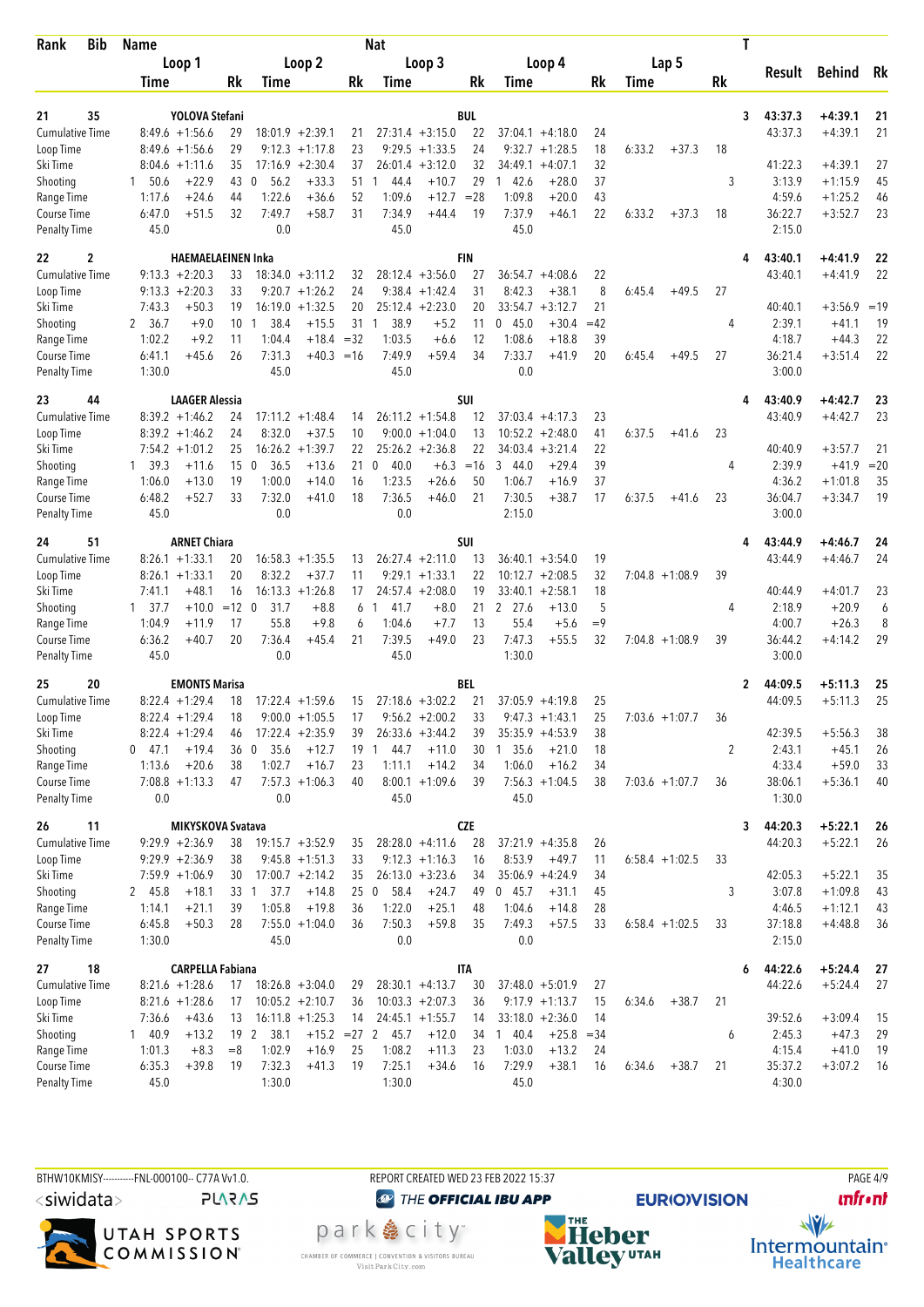| Rank | Bib | Name | | | Nat | | | | | | | | | T | Result | Behind | Rk |
|---|---|---|---|---|---|---|---|---|---|---|---|---|---|---|---|---|---|
| | | Loop 1 | | Loop 2 | | Loop 3 | | Loop 4 | | Lap 5 | | | | | | | |
| | | Time | Rk | Time | Rk | Time | Rk | Time | Rk | Time | | Rk | | | | | |
| 21 | 35 | YOLOVA Stefani | | | BUL | | | | | | | | | 3 | 43:37.3 | +4:39.1 | 21 |
| Cumulative Time | | 8:49.6 +1:56.6 | 29 | 18:01.9 +2:39.1 | 21 | 27:31.4 +3:15.0 | 22 | 37:04.1 +4:18.0 | 24 | | | | | | 43:37.3 | +4:39.1 | 21 |
| Loop Time | | 8:49.6 +1:56.6 | 29 | 9:12.3 +1:17.8 | 23 | 9:29.5 +1:33.5 | 24 | 9:32.7 +1:28.5 | 18 | 6:33.2 | +37.3 | 18 | | | | | |
| Ski Time | | 8:04.6 +1:11.6 | 35 | 17:16.9 +2:30.4 | 37 | 26:01.4 +3:12.0 | 32 | 34:49.1 +4:07.1 | 32 | | | | | | 41:22.3 | +4:39.1 | 27 |
| Shooting | | 1 50.6 +22.9 | 43 | 0 56.2 +33.3 | 51 | 1 44.4 +10.7 | 29 | 1 42.6 +28.0 | 37 | | | | 3 | | 3:13.9 | +1:15.9 | 45 |
| Range Time | | 1:17.6 +24.6 | 44 | 1:22.6 +36.6 | 52 | 1:09.6 +12.7 | =28 | 1:09.8 +20.0 | 43 | | | | | | 4:59.6 | +1:25.2 | 46 |
| Course Time | | 6:47.0 +51.5 | 32 | 7:49.7 +58.7 | 31 | 7:34.9 +44.4 | 19 | 7:37.9 +46.1 | 22 | 6:33.2 | +37.3 | 18 | | | 36:22.7 | +3:52.7 | 23 |
| Penalty Time | | 45.0 | | 0.0 | | 45.0 | | 45.0 | | | | | | | 2:15.0 | | |
| 22 | 2 | HAEMAELAEINEN Inka | | | FIN | | | | | | | | | 4 | 43:40.1 | +4:41.9 | 22 |
| Cumulative Time | | 9:13.3 +2:20.3 | 33 | 18:34.0 +3:11.2 | 32 | 28:12.4 +3:56.0 | 27 | 36:54.7 +4:08.6 | 22 | | | | | | 43:40.1 | +4:41.9 | 22 |
| Loop Time | | 9:13.3 +2:20.3 | 33 | 9:20.7 +1:26.2 | 24 | 9:38.4 +1:42.4 | 31 | 8:42.3 +38.1 | 8 | 6:45.4 | +49.5 | 27 | | | | | |
| Ski Time | | 7:43.3 +50.3 | 19 | 16:19.0 +1:32.5 | 20 | 25:12.4 +2:23.0 | 20 | 33:54.7 +3:12.7 | 21 | | | | | | 40:40.1 | +3:56.9 | =19 |
| Shooting | | 2 36.7 +9.0 | 10 | 1 38.4 +15.5 | 31 | 1 38.9 +5.2 | 11 | 0 45.0 +30.4 | =42 | | | | 4 | | 2:39.1 | +41.1 | 19 |
| Range Time | | 1:02.2 +9.2 | 11 | 1:04.4 +18.4 | =32 | 1:03.5 +6.6 | 12 | 1:08.6 +18.8 | 39 | | | | | | 4:18.7 | +44.3 | 22 |
| Course Time | | 6:41.1 +45.6 | 26 | 7:31.3 +40.3 | =16 | 7:49.9 +59.4 | 34 | 7:33.7 +41.9 | 20 | 6:45.4 | +49.5 | 27 | | | 36:21.4 | +3:51.4 | 22 |
| Penalty Time | | 1:30.0 | | 45.0 | | 45.0 | | 0.0 | | | | | | | 3:00.0 | | |
| 23 | 44 | LAAGER Alessia | | | SUI | | | | | | | | | 4 | 43:40.9 | +4:42.7 | 23 |
| Cumulative Time | | 8:39.2 +1:46.2 | 24 | 17:11.2 +1:48.4 | 14 | 26:11.2 +1:54.8 | 12 | 37:03.4 +4:17.3 | 23 | | | | | | 43:40.9 | +4:42.7 | 23 |
| Loop Time | | 8:39.2 +1:46.2 | 24 | 8:32.0 +37.5 | 10 | 9:00.0 +1:04.0 | 13 | 10:52.2 +2:48.0 | 41 | 6:37.5 | +41.6 | 23 | | | | | |
| Ski Time | | 7:54.2 +1:01.2 | 25 | 16:26.2 +1:39.7 | 22 | 25:26.2 +2:36.8 | 22 | 34:03.4 +3:21.4 | 22 | | | | | | 40:40.9 | +3:57.7 | 21 |
| Shooting | | 1 39.3 +11.6 | 15 | 0 36.5 +13.6 | 21 | 0 40.0 +6.3 | =16 | 3 44.0 +29.4 | 39 | | | | 4 | | 2:39.9 | +41.9 | =20 |
| Range Time | | 1:06.0 +13.0 | 19 | 1:00.0 +14.0 | 16 | 1:23.5 +26.6 | 50 | 1:06.7 +16.9 | 37 | | | | | | 4:36.2 | +1:01.8 | 35 |
| Course Time | | 6:48.2 +52.7 | 33 | 7:32.0 +41.0 | 18 | 7:36.5 +46.0 | 21 | 7:30.5 +38.7 | 17 | 6:37.5 | +41.6 | 23 | | | 36:04.7 | +3:34.7 | 19 |
| Penalty Time | | 45.0 | | 0.0 | | 0.0 | | 2:15.0 | | | | | | | 3:00.0 | | |
| 24 | 51 | ARNET Chiara | | | SUI | | | | | | | | | 4 | 43:44.9 | +4:46.7 | 24 |
| Cumulative Time | | 8:26.1 +1:33.1 | 20 | 16:58.3 +1:35.5 | 13 | 26:27.4 +2:11.0 | 13 | 36:40.1 +3:54.0 | 19 | | | | | | 43:44.9 | +4:46.7 | 24 |
| Loop Time | | 8:26.1 +1:33.1 | 20 | 8:32.2 +37.7 | 11 | 9:29.1 +1:33.1 | 22 | 10:12.7 +2:08.5 | 32 | 7:04.8 | +1:08.9 | 39 | | | | | |
| Ski Time | | 7:41.1 +48.1 | 16 | 16:13.3 +1:26.8 | 17 | 24:57.4 +2:08.0 | 19 | 33:40.1 +2:58.1 | 18 | | | | | | 40:44.9 | +4:01.7 | 23 |
| Shooting | | 1 37.7 +10.0 | =12 | 0 31.7 +8.8 | 6 | 1 41.7 +8.0 | 21 | 2 27.6 +13.0 | 5 | | | | 4 | | 2:18.9 | +20.9 | 6 |
| Range Time | | 1:04.9 +11.9 | 17 | 55.8 +9.8 | 6 | 1:04.6 +7.7 | 13 | 55.4 +5.6 | =9 | | | | | | 4:00.7 | +26.3 | 8 |
| Course Time | | 6:36.2 +40.7 | 20 | 7:36.4 +45.4 | 21 | 7:39.5 +49.0 | 23 | 7:47.3 +55.5 | 32 | 7:04.8 | +1:08.9 | 39 | | | 36:44.2 | +4:14.2 | 29 |
| Penalty Time | | 45.0 | | 0.0 | | 45.0 | | 1:30.0 | | | | | | | 3:00.0 | | |
| 25 | 20 | EMONTS Marisa | | | BEL | | | | | | | | | 2 | 44:09.5 | +5:11.3 | 25 |
| Cumulative Time | | 8:22.4 +1:29.4 | 18 | 17:22.4 +1:59.6 | 15 | 27:18.6 +3:02.2 | 21 | 37:05.9 +4:19.8 | 25 | | | | | | 44:09.5 | +5:11.3 | 25 |
| Loop Time | | 8:22.4 +1:29.4 | 18 | 9:00.0 +1:05.5 | 17 | 9:56.2 +2:00.2 | 33 | 9:47.3 +1:43.1 | 25 | 7:03.6 | +1:07.7 | 36 | | | | | |
| Ski Time | | 8:22.4 +1:29.4 | 46 | 17:22.4 +2:35.9 | 39 | 26:33.6 +3:44.2 | 39 | 35:35.9 +4:53.9 | 38 | | | | | | 42:39.5 | +5:56.3 | 38 |
| Shooting | | 0 47.1 +19.4 | 36 | 0 35.6 +12.7 | 19 | 1 44.7 +11.0 | 30 | 1 35.6 +21.0 | 18 | | | | 2 | | 2:43.1 | +45.1 | 26 |
| Range Time | | 1:13.6 +20.6 | 38 | 1:02.7 +16.7 | 23 | 1:11.1 +14.2 | 34 | 1:06.0 +16.2 | 34 | | | | | | 4:33.4 | +59.0 | 33 |
| Course Time | | 7:08.8 +1:13.3 | 47 | 7:57.3 +1:06.3 | 40 | 8:00.1 +1:09.6 | 39 | 7:56.3 +1:04.5 | 38 | 7:03.6 | +1:07.7 | 36 | | | 38:06.1 | +5:36.1 | 40 |
| Penalty Time | | 0.0 | | 0.0 | | 45.0 | | 45.0 | | | | | | | 1:30.0 | | |
| 26 | 11 | MIKYSKOVA Svatava | | | CZE | | | | | | | | | 3 | 44:20.3 | +5:22.1 | 26 |
| Cumulative Time | | 9:29.9 +2:36.9 | 38 | 19:15.7 +3:52.9 | 35 | 28:28.0 +4:11.6 | 28 | 37:21.9 +4:35.8 | 26 | | | | | | 44:20.3 | +5:22.1 | 26 |
| Loop Time | | 9:29.9 +2:36.9 | 38 | 9:45.8 +1:51.3 | 33 | 9:12.3 +1:16.3 | 16 | 8:53.9 +49.7 | 11 | 6:58.4 | +1:02.5 | 33 | | | | | |
| Ski Time | | 7:59.9 +1:06.9 | 30 | 17:00.7 +2:14.2 | 35 | 26:13.0 +3:23.6 | 34 | 35:06.9 +4:24.9 | 34 | | | | | | 42:05.3 | +5:22.1 | 35 |
| Shooting | | 2 45.8 +18.1 | 33 | 1 37.7 +14.8 | 25 | 0 58.4 +24.7 | 49 | 0 45.7 +31.1 | 45 | | | | 3 | | 3:07.8 | +1:09.8 | 43 |
| Range Time | | 1:14.1 +21.1 | 39 | 1:05.8 +19.8 | 36 | 1:22.0 +25.1 | 48 | 1:04.6 +14.8 | 28 | | | | | | 4:46.5 | +1:12.1 | 43 |
| Course Time | | 6:45.8 +50.3 | 28 | 7:55.0 +1:04.0 | 36 | 7:50.3 +59.8 | 35 | 7:49.3 +57.5 | 33 | 6:58.4 | +1:02.5 | 33 | | | 37:18.8 | +4:48.8 | 36 |
| Penalty Time | | 1:30.0 | | 45.0 | | 0.0 | | 0.0 | | | | | | | 2:15.0 | | |
| 27 | 18 | CARPELLA Fabiana | | | ITA | | | | | | | | | 6 | 44:22.6 | +5:24.4 | 27 |
| Cumulative Time | | 8:21.6 +1:28.6 | 17 | 18:26.8 +3:04.0 | 29 | 28:30.1 +4:13.7 | 30 | 37:48.0 +5:01.9 | 27 | | | | | | 44:22.6 | +5:24.4 | 27 |
| Loop Time | | 8:21.6 +1:28.6 | 17 | 10:05.2 +2:10.7 | 36 | 10:03.3 +2:07.3 | 36 | 9:17.9 +1:13.7 | 15 | 6:34.6 | +38.7 | 21 | | | | | |
| Ski Time | | 7:36.6 +43.6 | 13 | 16:11.8 +1:25.3 | 14 | 24:45.1 +1:55.7 | 14 | 33:18.0 +2:36.0 | 14 | | | | | | 39:52.6 | +3:09.4 | 15 |
| Shooting | | 1 40.9 +13.2 | 19 | 2 38.1 +15.2 | =27 | 2 45.7 +12.0 | 34 | 1 40.4 +25.8 | =34 | | | | 6 | | 2:45.3 | +47.3 | 29 |
| Range Time | | 1:01.3 +8.3 | =8 | 1:02.9 +16.9 | 25 | 1:08.2 +11.3 | 23 | 1:03.0 +13.2 | 24 | | | | | | 4:15.4 | +41.0 | 19 |
| Course Time | | 6:35.3 +39.8 | 19 | 7:32.3 +41.3 | 19 | 7:25.1 +34.6 | 16 | 7:29.9 +38.1 | 16 | 6:34.6 | +38.7 | 21 | | | 35:37.2 | +3:07.2 | 16 |
| Penalty Time | | 45.0 | | 1:30.0 | | 1:30.0 | | 45.0 | | | | | | | 4:30.0 | | |

BTHW10KMISY----------FNL-000100-- C77A Vv1.0. REPORT CREATED WED 23 FEB 2022 15:37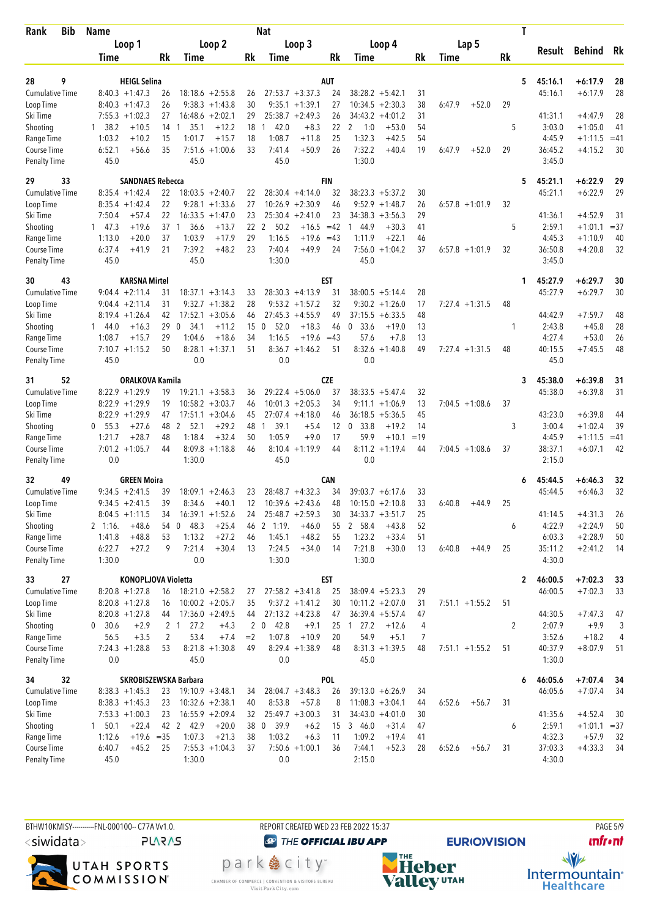| Rank | Bib | Name | | | | Nat | | | | | | | | T | Result | Behind | Rk |
|---|---|---|---|---|---|---|---|---|---|---|---|---|---|---|---|---|---|
| | | Loop 1 | | Loop 2 | | Loop 3 | | Loop 4 | | Lap 5 | | | | | | | |
| | | Time | Rk | Time | Rk | Time | Rk | Time | Rk | Time | Rk | | | | | | |
| 28 | 9 | HEIGL Selina | | | | AUT | | | | | | | | 5 | 45:16.1 | +6:17.9 | 28 |
| Cumulative Time | | 8:40.3 +1:47.3 | 26 | 18:18.6 +2:55.8 | 26 | 27:53.7 +3:37.3 | 24 | 38:28.2 +5:42.1 | 31 | | | | | | 45:16.1 | +6:17.9 | 28 |
| Loop Time | | 8:40.3 +1:47.3 | 26 | 9:38.3 +1:43.8 | 30 | 9:35.1 +1:39.1 | 27 | 10:34.5 +2:30.3 | 38 | 6:47.9 +52.0 | 29 | | | | | | |
| Ski Time | | 7:55.3 +1:02.3 | 27 | 16:48.6 +2:02.1 | 29 | 25:38.7 +2:49.3 | 26 | 34:43.2 +4:01.2 | 31 | | | | | | 41:31.1 | +4:47.9 | 28 |
| Shooting | | 1 38.2 +10.5 | 14 | 1 35.1 +12.2 | 18 | 1 42.0 +8.3 | 22 | 2 1:0 +53.0 | 54 | | | | | 5 | 3:03.0 | +1:05.0 | 41 |
| Range Time | | 1:03.2 +10.2 | 15 | 1:01.7 +15.7 | 18 | 1:08.7 +11.8 | 25 | 1:32.3 +42.5 | 54 | | | | | | 4:45.9 | +1:11.5 | =41 |
| Course Time | | 6:52.1 +56.6 | 35 | 7:51.6 +1:00.6 | 33 | 7:41.4 +50.9 | 26 | 7:32.2 +40.4 | 19 | 6:47.9 +52.0 | 29 | | | | 36:45.2 | +4:15.2 | 30 |
| Penalty Time | | 45.0 | | 45.0 | | 45.0 | | 1:30.0 | | | | | | | 3:45.0 | | |
| 29 | 33 | SANDNAES Rebecca | | | | FIN | | | | | | | | 5 | 45:21.1 | +6:22.9 | 29 |
| Cumulative Time | | 8:35.4 +1:42.4 | 22 | 18:03.5 +2:40.7 | 22 | 28:30.4 +4:14.0 | 32 | 38:23.3 +5:37.2 | 30 | | | | | | 45:21.1 | +6:22.9 | 29 |
| Loop Time | | 8:35.4 +1:42.4 | 22 | 9:28.1 +1:33.6 | 27 | 10:26.9 +2:30.9 | 46 | 9:52.9 +1:48.7 | 26 | 6:57.8 +1:01.9 | 32 | | | | | | |
| Ski Time | | 7:50.4 +57.4 | 22 | 16:33.5 +1:47.0 | 23 | 25:30.4 +2:41.0 | 23 | 34:38.3 +3:56.3 | 29 | | | | | | 41:36.1 | +4:52.9 | 31 |
| Shooting | | 1 47.3 +19.6 | 37 | 1 36.6 +13.7 | 22 | 2 50.2 +16.5 | =42 | 1 44.9 +30.3 | 41 | | | | | 5 | 2:59.1 | +1:01.1 | =37 |
| Range Time | | 1:13.0 +20.0 | 37 | 1:03.9 +17.9 | 29 | 1:16.5 +19.6 | =43 | 1:11.9 +22.1 | 46 | | | | | | 4:45.3 | +1:10.9 | 40 |
| Course Time | | 6:37.4 +41.9 | 21 | 7:39.2 +48.2 | 23 | 7:40.4 +49.9 | 24 | 7:56.0 +1:04.2 | 37 | 6:57.8 +1:01.9 | 32 | | | | 36:50.8 | +4:20.8 | 32 |
| Penalty Time | | 45.0 | | 45.0 | | 1:30.0 | | 45.0 | | | | | | | 3:45.0 | | |
| 30 | 43 | KARSNA Mirtel | | | | EST | | | | | | | | 1 | 45:27.9 | +6:29.7 | 30 |
| Cumulative Time | | 9:04.4 +2:11.4 | 31 | 18:37.1 +3:14.3 | 33 | 28:30.3 +4:13.9 | 31 | 38:00.5 +5:14.4 | 28 | | | | | | 45:27.9 | +6:29.7 | 30 |
| Loop Time | | 9:04.4 +2:11.4 | 31 | 9:32.7 +1:38.2 | 28 | 9:53.2 +1:57.2 | 32 | 9:30.2 +1:26.0 | 17 | 7:27.4 +1:31.5 | 48 | | | | | | |
| Ski Time | | 8:19.4 +1:26.4 | 42 | 17:52.1 +3:05.6 | 46 | 27:45.3 +4:55.9 | 49 | 37:15.5 +6:33.5 | 48 | | | | | | 44:42.9 | +7:59.7 | 48 |
| Shooting | | 1 44.0 +16.3 | 29 | 0 34.1 +11.2 | 15 | 0 52.0 +18.3 | 46 | 0 33.6 +19.0 | 13 | | | | | 1 | 2:43.8 | +45.8 | 28 |
| Range Time | | 1:08.7 +15.7 | 29 | 1:04.6 +18.6 | 34 | 1:16.5 +19.6 | =43 | 57.6 +7.8 | 13 | | | | | | 4:27.4 | +53.0 | 26 |
| Course Time | | 7:10.7 +1:15.2 | 50 | 8:28.1 +1:37.1 | 51 | 8:36.7 +1:46.2 | 51 | 8:32.6 +1:40.8 | 49 | 7:27.4 +1:31.5 | 48 | | | | 40:15.5 | +7:45.5 | 48 |
| Penalty Time | | 45.0 | | 0.0 | | 0.0 | | 0.0 | | | | | | | 45.0 | | |
| 31 | 52 | ORALKOVA Kamila | | | | CZE | | | | | | | | 3 | 45:38.0 | +6:39.8 | 31 |
| Cumulative Time | | 8:22.9 +1:29.9 | 19 | 19:21.1 +3:58.3 | 36 | 29:22.4 +5:06.0 | 37 | 38:33.5 +5:47.4 | 32 | | | | | | 45:38.0 | +6:39.8 | 31 |
| Loop Time | | 8:22.9 +1:29.9 | 19 | 10:58.2 +3:03.7 | 46 | 10:01.3 +2:05.3 | 34 | 9:11.1 +1:06.9 | 13 | 7:04.5 +1:08.6 | 37 | | | | | | |
| Ski Time | | 8:22.9 +1:29.9 | 47 | 17:51.1 +3:04.6 | 45 | 27:07.4 +4:18.0 | 46 | 36:18.5 +5:36.5 | 45 | | | | | | 43:23.0 | +6:39.8 | 44 |
| Shooting | | 0 55.3 +27.6 | 48 | 2 52.1 +29.2 | 48 | 1 39.1 +5.4 | 12 | 0 33.8 +19.2 | 14 | | | | | 3 | 3:00.4 | +1:02.4 | 39 |
| Range Time | | 1:21.7 +28.7 | 48 | 1:18.4 +32.4 | 50 | 1:05.9 +9.0 | 17 | 59.9 +10.1 | =19 | | | | | | 4:45.9 | +1:11.5 | =41 |
| Course Time | | 7:01.2 +1:05.7 | 44 | 8:09.8 +1:18.8 | 46 | 8:10.4 +1:19.9 | 44 | 8:11.2 +1:19.4 | 44 | 7:04.5 +1:08.6 | 37 | | | | 38:37.1 | +6:07.1 | 42 |
| Penalty Time | | 0.0 | | 1:30.0 | | 45.0 | | 0.0 | | | | | | | 2:15.0 | | |
| 32 | 49 | GREEN Moira | | | | CAN | | | | | | | | 6 | 45:44.5 | +6:46.3 | 32 |
| Cumulative Time | | 9:34.5 +2:41.5 | 39 | 18:09.1 +2:46.3 | 23 | 28:48.7 +4:32.3 | 34 | 39:03.7 +6:17.6 | 33 | | | | | | 45:44.5 | +6:46.3 | 32 |
| Loop Time | | 9:34.5 +2:41.5 | 39 | 8:34.6 +40.1 | 12 | 10:39.6 +2:43.6 | 48 | 10:15.0 +2:10.8 | 33 | 6:40.8 +44.9 | 25 | | | | | | |
| Ski Time | | 8:04.5 +1:11.5 | 34 | 16:39.1 +1:52.6 | 24 | 25:48.7 +2:59.3 | 30 | 34:33.7 +3:51.7 | 25 | | | | | | 41:14.5 | +4:31.3 | 26 |
| Shooting | | 2 1:16. +48.6 | 54 | 0 48.3 +25.4 | 46 | 2 1:19. +46.0 | 55 | 2 58.4 +43.8 | 52 | | | | | 6 | 4:22.9 | +2:24.9 | 50 |
| Range Time | | 1:41.8 +48.8 | 53 | 1:13.2 +27.2 | 46 | 1:45.1 +48.2 | 55 | 1:23.2 +33.4 | 51 | | | | | | 6:03.3 | +2:28.9 | 50 |
| Course Time | | 6:22.7 +27.2 | 9 | 7:21.4 +30.4 | 13 | 7:24.5 +34.0 | 14 | 7:21.8 +30.0 | 13 | 6:40.8 +44.9 | 25 | | | | 35:11.2 | +2:41.2 | 14 |
| Penalty Time | | 1:30.0 | | 0.0 | | 1:30.0 | | 1:30.0 | | | | | | | 4:30.0 | | |
| 33 | 27 | KONOPLJOVA Violetta | | | | EST | | | | | | | | 2 | 46:00.5 | +7:02.3 | 33 |
| Cumulative Time | | 8:20.8 +1:27.8 | 16 | 18:21.0 +2:58.2 | 27 | 27:58.2 +3:41.8 | 25 | 38:09.4 +5:23.3 | 29 | | | | | | 46:00.5 | +7:02.3 | 33 |
| Loop Time | | 8:20.8 +1:27.8 | 16 | 10:00.2 +2:05.7 | 35 | 9:37.2 +1:41.2 | 30 | 10:11.2 +2:07.0 | 31 | 7:51.1 +1:55.2 | 51 | | | | | | |
| Ski Time | | 8:20.8 +1:27.8 | 44 | 17:36.0 +2:49.5 | 44 | 27:13.2 +4:23.8 | 47 | 36:39.4 +5:57.4 | 47 | | | | | | 44:30.5 | +7:47.3 | 47 |
| Shooting | | 0 30.6 +2.9 | 2 | 1 27.2 +4.3 | 2 | 0 42.8 +9.1 | 25 | 1 27.2 +12.6 | 4 | | | | | 2 | 2:07.9 | +9.9 | 3 |
| Range Time | | 56.5 +3.5 | 2 | 53.4 +7.4 | =2 | 1:07.8 +10.9 | 20 | 54.9 +5.1 | 7 | | | | | | 3:52.6 | +18.2 | 4 |
| Course Time | | 7:24.3 +1:28.8 | 53 | 8:21.8 +1:30.8 | 49 | 8:29.4 +1:38.9 | 48 | 8:31.3 +1:39.5 | 48 | 7:51.1 +1:55.2 | 51 | | | | 40:37.9 | +8:07.9 | 51 |
| Penalty Time | | 0.0 | | 45.0 | | 0.0 | | 45.0 | | | | | | | 1:30.0 | | |
| 34 | 32 | SKROBISZEWSKA Barbara | | | | POL | | | | | | | | 6 | 46:05.6 | +7:07.4 | 34 |
| Cumulative Time | | 8:38.3 +1:45.3 | 23 | 19:10.9 +3:48.1 | 34 | 28:04.7 +3:48.3 | 26 | 39:13.0 +6:26.9 | 34 | | | | | | 46:05.6 | +7:07.4 | 34 |
| Loop Time | | 8:38.3 +1:45.3 | 23 | 10:32.6 +2:38.1 | 40 | 8:53.8 +57.8 | 8 | 11:08.3 +3:04.1 | 44 | 6:52.6 +56.7 | 31 | | | | | | |
| Ski Time | | 7:53.3 +1:00.3 | 23 | 16:55.9 +2:09.4 | 32 | 25:49.7 +3:00.3 | 31 | 34:43.0 +4:01.0 | 30 | | | | | | 41:35.6 | +4:52.4 | 30 |
| Shooting | | 1 50.1 +22.4 | 42 | 2 42.9 +20.0 | 38 | 0 39.9 +6.2 | 15 | 3 46.0 +31.4 | 47 | | | | | 6 | 2:59.1 | +1:01.1 | =37 |
| Range Time | | 1:12.6 +19.6 | =35 | 1:07.3 +21.3 | 38 | 1:03.2 +6.3 | 11 | 1:09.2 +19.4 | 41 | | | | | | 4:32.3 | +57.9 | 32 |
| Course Time | | 6:40.7 +45.2 | 25 | 7:55.3 +1:04.3 | 37 | 7:50.6 +1:00.1 | 36 | 7:44.1 +52.3 | 28 | 6:52.6 +56.7 | 31 | | | | 37:03.3 | +4:33.3 | 34 |
| Penalty Time | | 45.0 | | 1:30.0 | | 0.0 | | 2:15.0 | | | | | | | 4:30.0 | | |

BTHW10KMISY----------FNL-000100-- C77A Vv1.0. REPORT CREATED WED 23 FEB 2022 15:37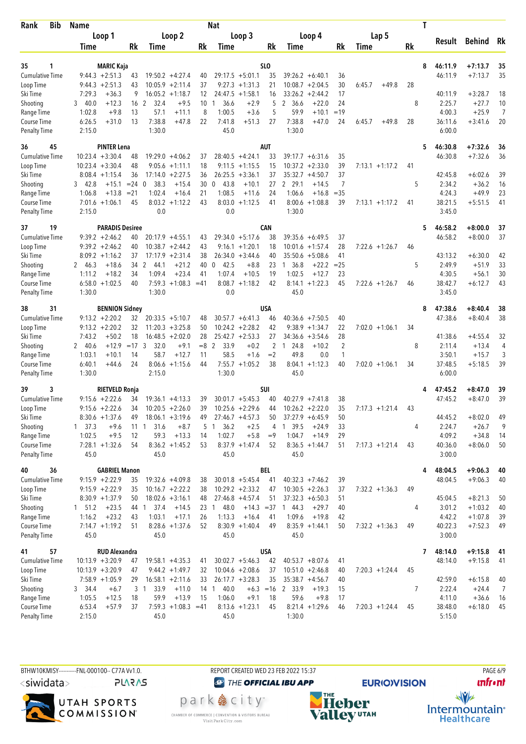| Rank | Bib | Name | | | | | Nat | | | | | | | T | Result | Behind | Rk |
|---|---|---|---|---|---|---|---|---|---|---|---|---|---|---|---|---|---|
| | | Loop 1 | | Loop 2 | | Loop 3 | | Loop 4 | | Lap 5 | | | | | | | |
| | | Time | Rk | Time | Rk | Time | Rk | Time | Rk | Time | | Rk | | | | | |
| 35 | 1 | MARIC Kaja | | | | | SLO | | | | | | | 8 | 46:11.9 | +7:13.7 | 35 |
| Cumulative Time | | 9:44.3 +2:51.3 | 43 | 19:50.2 +4:27.4 | 40 | 29:17.5 +5:01.1 | 35 | 39:26.2 +6:40.1 | 36 | | | | | | 46:11.9 | +7:13.7 | 35 |
| Loop Time | | 9:44.3 +2:51.3 | 43 | 10:05.9 +2:11.4 | 37 | 9:27.3 +1:31.3 | 21 | 10:08.7 +2:04.5 | 30 | 6:45.7 | +49.8 | 28 | | | | | |
| Ski Time | | 7:29.3 +36.3 | 9 | 16:05.2 +1:18.7 | 12 | 24:47.5 +1:58.1 | 16 | 33:26.2 +2:44.2 | 17 | | | | | | 40:11.9 | +3:28.7 | 18 |
| Shooting | | 3 40.0 +12.3 | 16 | 2 32.4 +9.5 | 10 | 1 36.6 +2.9 | 5 | 2 36.6 +22.0 | 24 | | | | 8 | | 2:25.7 | +27.7 | 10 |
| Range Time | | 1:02.8 +9.8 | 13 | 57.1 +11.1 | 8 | 1:00.5 +3.6 | 5 | 59.9 +10.1 | =19 | | | | | | 4:00.3 | +25.9 | 7 |
| Course Time | | 6:26.5 +31.0 | 13 | 7:38.8 +47.8 | 22 | 7:41.8 +51.3 | 27 | 7:38.8 +47.0 | 24 | 6:45.7 | +49.8 | 28 | | | 36:11.6 | +3:41.6 | 20 |
| Penalty Time | | 2:15.0 | | 1:30.0 | | 45.0 | | 1:30.0 | | | | | | | 6:00.0 | | |
| 36 | 45 | PINTER Lena | | | | | AUT | | | | | | | 5 | 46:30.8 | +7:32.6 | 36 |
| Cumulative Time | | 10:23.4 +3:30.4 | 48 | 19:29.0 +4:06.2 | 37 | 28:40.5 +4:24.1 | 33 | 39:17.7 +6:31.6 | 35 | | | | | | 46:30.8 | +7:32.6 | 36 |
| Loop Time | | 10:23.4 +3:30.4 | 48 | 9:05.6 +1:11.1 | 18 | 9:11.5 +1:15.5 | 15 | 10:37.2 +2:33.0 | 39 | 7:13.1 | +1:17.2 | 41 | | | | | |
| Ski Time | | 8:08.4 +1:15.4 | 36 | 17:14.0 +2:27.5 | 36 | 26:25.5 +3:36.1 | 37 | 35:32.7 +4:50.7 | 37 | | | | | | 42:45.8 | +6:02.6 | 39 |
| Shooting | | 3 42.8 +15.1 | =24 | 0 38.3 +15.4 | 30 | 0 43.8 +10.1 | 27 | 2 29.1 +14.5 | 7 | | | | 5 | | 2:34.2 | +36.2 | 16 |
| Range Time | | 1:06.8 +13.8 | =21 | 1:02.4 +16.4 | 21 | 1:08.5 +11.6 | 24 | 1:06.6 +16.8 | =35 | | | | | | 4:24.3 | +49.9 | 23 |
| Course Time | | 7:01.6 +1:06.1 | 45 | 8:03.2 +1:12.2 | 43 | 8:03.0 +1:12.5 | 41 | 8:00.6 +1:08.8 | 39 | 7:13.1 | +1:17.2 | 41 | | | 38:21.5 | +5:51.5 | 41 |
| Penalty Time | | 2:15.0 | | 0.0 | | 0.0 | | 1:30.0 | | | | | | | 3:45.0 | | |
| 37 | 19 | PARADIS Desiree | | | | | CAN | | | | | | | 5 | 46:58.2 | +8:00.0 | 37 |
| Cumulative Time | | 9:39.2 +2:46.2 | 40 | 20:17.9 +4:55.1 | 43 | 29:34.0 +5:17.6 | 38 | 39:35.6 +6:49.5 | 37 | | | | | | 46:58.2 | +8:00.0 | 37 |
| Loop Time | | 9:39.2 +2:46.2 | 40 | 10:38.7 +2:44.2 | 43 | 9:16.1 +1:20.1 | 18 | 10:01.6 +1:57.4 | 28 | 7:22.6 | +1:26.7 | 46 | | | | | |
| Ski Time | | 8:09.2 +1:16.2 | 37 | 17:17.9 +2:31.4 | 38 | 26:34.0 +3:44.6 | 40 | 35:50.6 +5:08.6 | 41 | | | | | | 43:13.2 | +6:30.0 | 42 |
| Shooting | | 2 46.3 +18.6 | 34 | 2 44.1 +21.2 | 40 | 0 42.5 +8.8 | 23 | 1 36.8 +22.2 | =25 | | | | 5 | | 2:49.9 | +51.9 | 33 |
| Range Time | | 1:11.2 +18.2 | 34 | 1:09.4 +23.4 | 41 | 1:07.4 +10.5 | 19 | 1:02.5 +12.7 | 23 | | | | | | 4:30.5 | +56.1 | 30 |
| Course Time | | 6:58.0 +1:02.5 | 40 | 7:59.3 +1:08.3 | =41 | 8:08.7 +1:18.2 | 42 | 8:14.1 +1:22.3 | 45 | 7:22.6 | +1:26.7 | 46 | | | 38:42.7 | +6:12.7 | 43 |
| Penalty Time | | 1:30.0 | | 1:30.0 | | 0.0 | | 45.0 | | | | | | | 3:45.0 | | |
| 38 | 31 | BENNION Sidney | | | | | USA | | | | | | | 8 | 47:38.6 | +8:40.4 | 38 |
| Cumulative Time | | 9:13.2 +2:20.2 | 32 | 20:33.5 +5:10.7 | 48 | 30:57.7 +6:41.3 | 46 | 40:36.6 +7:50.5 | 40 | | | | | | 47:38.6 | +8:40.4 | 38 |
| Loop Time | | 9:13.2 +2:20.2 | 32 | 11:20.3 +3:25.8 | 50 | 10:24.2 +2:28.2 | 42 | 9:38.9 +1:34.7 | 22 | 7:02.0 | +1:06.1 | 34 | | | | | |
| Ski Time | | 7:43.2 +50.2 | 18 | 16:48.5 +2:02.0 | 28 | 25:42.7 +2:53.3 | 27 | 34:36.6 +3:54.6 | 28 | | | | | | 41:38.6 | +4:55.4 | 32 |
| Shooting | | 2 40.6 +12.9 | =17 | 3 32.0 +9.1 | =8 | 2 33.9 +0.2 | 2 | 1 24.8 +10.2 | 2 | | | | 8 | | 2:11.4 | +13.4 | 4 |
| Range Time | | 1:03.1 +10.1 | 14 | 58.7 +12.7 | 11 | 58.5 +1.6 | =2 | 49.8 0.0 | 1 | | | | | | 3:50.1 | +15.7 | 3 |
| Course Time | | 6:40.1 +44.6 | 24 | 8:06.6 +1:15.6 | 44 | 7:55.7 +1:05.2 | 38 | 8:04.1 +1:12.3 | 40 | 7:02.0 | +1:06.1 | 34 | | | 37:48.5 | +5:18.5 | 39 |
| Penalty Time | | 1:30.0 | | 2:15.0 | | 1:30.0 | | 45.0 | | | | | | | 6:00.0 | | |
| 39 | 3 | RIETVELD Ronja | | | | | SUI | | | | | | | 4 | 47:45.2 | +8:47.0 | 39 |
| Cumulative Time | | 9:15.6 +2:22.6 | 34 | 19:36.1 +4:13.3 | 39 | 30:01.7 +5:45.3 | 40 | 40:27.9 +7:41.8 | 38 | | | | | | 47:45.2 | +8:47.0 | 39 |
| Loop Time | | 9:15.6 +2:22.6 | 34 | 10:20.5 +2:26.0 | 39 | 10:25.6 +2:29.6 | 44 | 10:26.2 +2:22.0 | 35 | 7:17.3 | +1:21.4 | 43 | | | | | |
| Ski Time | | 8:30.6 +1:37.6 | 49 | 18:06.1 +3:19.6 | 49 | 27:46.7 +4:57.3 | 50 | 37:27.9 +6:45.9 | 50 | | | | | | 44:45.2 | +8:02.0 | 49 |
| Shooting | | 1 37.3 +9.6 | 11 | 1 31.6 +8.7 | 5 | 1 36.2 +2.5 | 4 | 1 39.5 +24.9 | 33 | | | | 4 | | 2:24.7 | +26.7 | 9 |
| Range Time | | 1:02.5 +9.5 | 12 | 59.3 +13.3 | 14 | 1:02.7 +5.8 | =9 | 1:04.7 +14.9 | 29 | | | | | | 4:09.2 | +34.8 | 14 |
| Course Time | | 7:28.1 +1:32.6 | 54 | 8:36.2 +1:45.2 | 53 | 8:37.9 +1:47.4 | 52 | 8:36.5 +1:44.7 | 51 | 7:17.3 | +1:21.4 | 43 | | | 40:36.0 | +8:06.0 | 50 |
| Penalty Time | | 45.0 | | 45.0 | | 45.0 | | 45.0 | | | | | | | 3:00.0 | | |
| 40 | 36 | GABRIEL Manon | | | | | BEL | | | | | | | 4 | 48:04.5 | +9:06.3 | 40 |
| Cumulative Time | | 9:15.9 +2:22.9 | 35 | 19:32.6 +4:09.8 | 38 | 30:01.8 +5:45.4 | 41 | 40:32.3 +7:46.2 | 39 | | | | | | 48:04.5 | +9:06.3 | 40 |
| Loop Time | | 9:15.9 +2:22.9 | 35 | 10:16.7 +2:22.2 | 38 | 10:29.2 +2:33.2 | 47 | 10:30.5 +2:26.3 | 37 | 7:32.2 | +1:36.3 | 49 | | | | | |
| Ski Time | | 8:30.9 +1:37.9 | 50 | 18:02.6 +3:16.1 | 48 | 27:46.8 +4:57.4 | 51 | 37:32.3 +6:50.3 | 51 | | | | | | 45:04.5 | +8:21.3 | 50 |
| Shooting | | 1 51.2 +23.5 | 44 | 1 37.4 +14.5 | 23 | 1 48.0 +14.3 | =37 | 1 44.3 +29.7 | 40 | | | | 4 | | 3:01.2 | +1:03.2 | 40 |
| Range Time | | 1:16.2 +23.2 | 43 | 1:03.1 +17.1 | 26 | 1:13.3 +16.4 | 41 | 1:09.6 +19.8 | 42 | | | | | | 4:42.2 | +1:07.8 | 39 |
| Course Time | | 7:14.7 +1:19.2 | 51 | 8:28.6 +1:37.6 | 52 | 8:30.9 +1:40.4 | 49 | 8:35.9 +1:44.1 | 50 | 7:32.2 | +1:36.3 | 49 | | | 40:22.3 | +7:52.3 | 49 |
| Penalty Time | | 45.0 | | 45.0 | | 45.0 | | 45.0 | | | | | | | 3:00.0 | | |
| 41 | 57 | RUD Alexandra | | | | | USA | | | | | | | 7 | 48:14.0 | +9:15.8 | 41 |
| Cumulative Time | | 10:13.9 +3:20.9 | 47 | 19:58.1 +4:35.3 | 41 | 30:02.7 +5:46.3 | 42 | 40:53.7 +8:07.6 | 41 | | | | | | 48:14.0 | +9:15.8 | 41 |
| Loop Time | | 10:13.9 +3:20.9 | 47 | 9:44.2 +1:49.7 | 32 | 10:04.6 +2:08.6 | 37 | 10:51.0 +2:46.8 | 40 | 7:20.3 | +1:24.4 | 45 | | | | | |
| Ski Time | | 7:58.9 +1:05.9 | 29 | 16:58.1 +2:11.6 | 33 | 26:17.7 +3:28.3 | 35 | 35:38.7 +4:56.7 | 40 | | | | | | 42:59.0 | +6:15.8 | 40 |
| Shooting | | 3 34.4 +6.7 | 3 | 1 33.9 +11.0 | 14 | 1 40.0 +6.3 | =16 | 2 33.9 +19.3 | 15 | | | | 7 | | 2:22.4 | +24.4 | 7 |
| Range Time | | 1:05.5 +12.5 | 18 | 59.9 +13.9 | 15 | 1:06.0 +9.1 | 18 | 59.6 +9.8 | 17 | | | | | | 4:11.0 | +36.6 | 16 |
| Course Time | | 6:53.4 +57.9 | 37 | 7:59.3 +1:08.3 | =41 | 8:13.6 +1:23.1 | 45 | 8:21.4 +1:29.6 | 46 | 7:20.3 | +1:24.4 | 45 | | | 38:48.0 | +6:18.0 | 45 |
| Penalty Time | | 2:15.0 | | 45.0 | | 45.0 | | 1:30.0 | | | | | | | 5:15.0 | | |

BTHW10KMISY----------FNL-000100-- C77A Vv1.0. REPORT CREATED WED 23 FEB 2022 15:37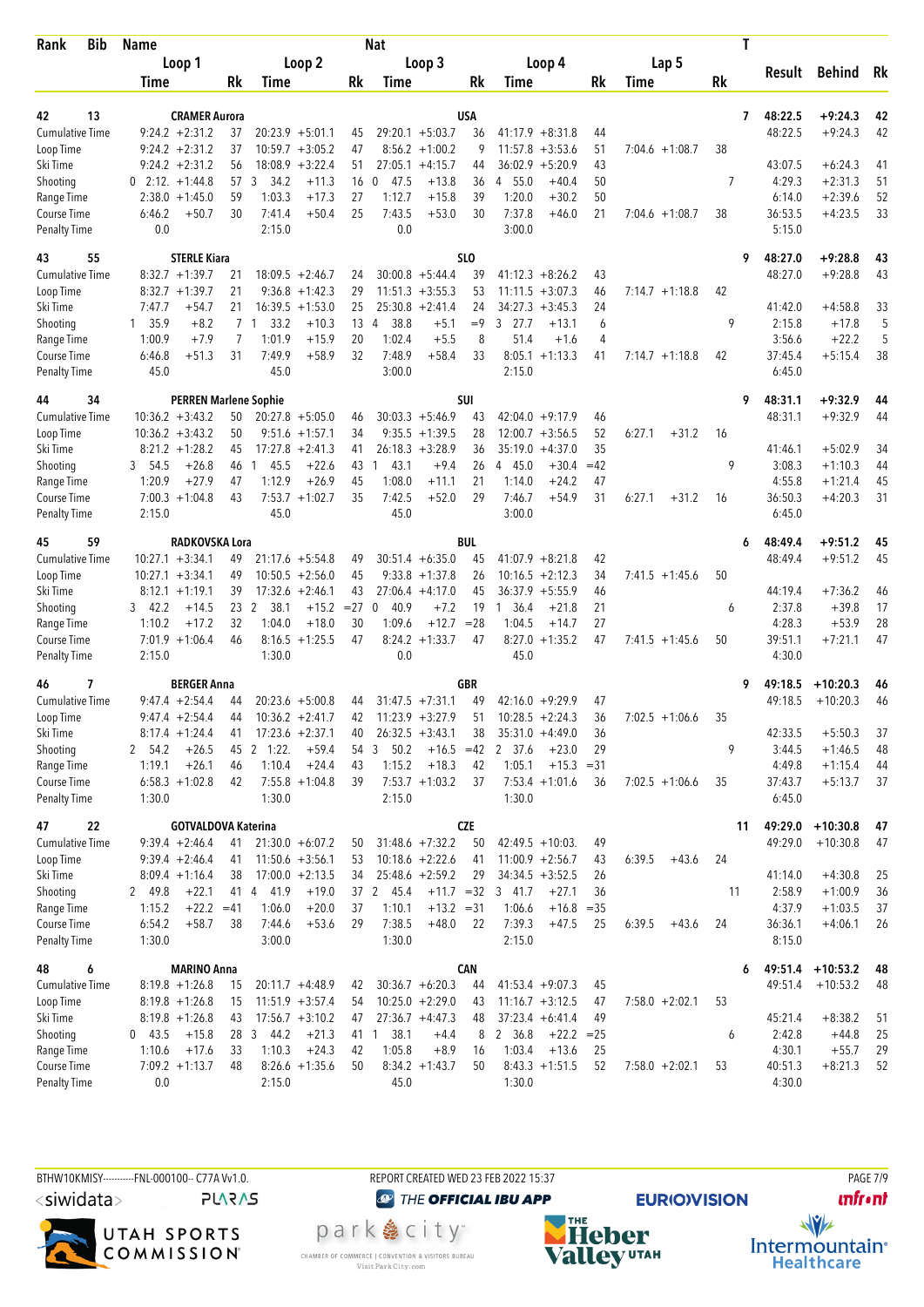| Rank | Bib | Name | | | | | | Nat | | | | | | | | T | Result | Behind | Rk |
|---|---|---|---|---|---|---|---|---|---|---|---|---|---|---|---|---|---|---|---|
| | | Loop 1 | | Loop 2 | | Loop 3 | | Loop 4 | | Lap 5 | | | | | | | | | |
| | | Time | Rk | Time | Rk | Time | Rk | Time | Rk | Time | Rk | | | | | | | | |
| 42 | 13 | CRAMER Aurora | | | | USA | | | | | | | | | | 7 | 48:22.5 | +9:24.3 | 42 |
| Cumulative Time | | 9:24.2 +2:31.2 | 37 | 20:23.9 +5:01.1 | 45 | 29:20.1 +5:03.7 | 36 | 41:17.9 +8:31.8 | 44 | | | | | | | | 48:22.5 | +9:24.3 | 42 |
| Loop Time | | 9:24.2 +2:31.2 | 37 | 10:59.7 +3:05.2 | 47 | 8:56.2 +1:00.2 | 9 | 11:57.8 +3:53.6 | 51 | 7:04.6 +1:08.7 | 38 | | | | | | | | |
| Ski Time | | 9:24.2 +2:31.2 | 56 | 18:08.9 +3:22.4 | 51 | 27:05.1 +4:15.7 | 44 | 36:02.9 +5:20.9 | 43 | | | | | | | | 43:07.5 | +6:24.3 | 41 |
| Shooting | | 0 2:12. +1:44.8 | 57 | 3 34.2 +11.3 | 16 | 0 47.5 +13.8 | 36 | 4 55.0 +40.4 | 50 | | | | | | | 7 | 4:29.3 | +2:31.3 | 51 |
| Range Time | | 2:38.0 +1:45.0 | 59 | 1:03.3 +17.3 | 27 | 1:12.7 +15.8 | 39 | 1:20.0 +30.2 | 50 | | | | | | | | 6:14.0 | +2:39.6 | 52 |
| Course Time | | 6:46.2 +50.7 | 30 | 7:41.4 +50.4 | 25 | 7:43.5 +53.0 | 30 | 7:37.8 +46.0 | 21 | 7:04.6 +1:08.7 | 38 | | | | | | 36:53.5 | +4:23.5 | 33 |
| Penalty Time | | 0.0 | | 2:15.0 | | 0.0 | | 3:00.0 | | | | | | | | | 5:15.0 | | |
| 43 | 55 | STERLE Kiara | | | | SLO | | | | | | | | | | 9 | 48:27.0 | +9:28.8 | 43 |
| Cumulative Time | | 8:32.7 +1:39.7 | 21 | 18:09.5 +2:46.7 | 24 | 30:00.8 +5:44.4 | 39 | 41:12.3 +8:26.2 | 43 | | | | | | | | 48:27.0 | +9:28.8 | 43 |
| Loop Time | | 8:32.7 +1:39.7 | 21 | 9:36.8 +1:42.3 | 29 | 11:51.3 +3:55.3 | 53 | 11:11.5 +3:07.3 | 46 | 7:14.7 +1:18.8 | 42 | | | | | | | | |
| Ski Time | | 7:47.7 +54.7 | 21 | 16:39.5 +1:53.0 | 25 | 25:30.8 +2:41.4 | 24 | 34:27.3 +3:45.3 | 24 | | | | | | | | 41:42.0 | +4:58.8 | 33 |
| Shooting | | 1 35.9 +8.2 | 7 | 1 33.2 +10.3 | 13 | 4 38.8 +5.1 | =9 | 3 27.7 +13.1 | 6 | | | | | | | 9 | 2:15.8 | +17.8 | 5 |
| Range Time | | 1:00.9 +7.9 | 7 | 1:01.9 +15.9 | 20 | 1:02.4 +5.5 | 8 | 51.4 +1.6 | 4 | | | | | | | | 3:56.6 | +22.2 | 5 |
| Course Time | | 6:46.8 +51.3 | 31 | 7:49.9 +58.9 | 32 | 7:48.9 +58.4 | 33 | 8:05.1 +1:13.3 | 41 | 7:14.7 +1:18.8 | 42 | | | | | | 37:45.4 | +5:15.4 | 38 |
| Penalty Time | | 45.0 | | 45.0 | | 3:00.0 | | 2:15.0 | | | | | | | | | 6:45.0 | | |
| 44 | 34 | PERREN Marlene Sophie | | | | SUI | | | | | | | | | | 9 | 48:31.1 | +9:32.9 | 44 |
| Cumulative Time | | 10:36.2 +3:43.2 | 50 | 20:27.8 +5:05.0 | 46 | 30:03.3 +5:46.9 | 43 | 42:04.0 +9:17.9 | 46 | | | | | | | | 48:31.1 | +9:32.9 | 44 |
| Loop Time | | 10:36.2 +3:43.2 | 50 | 9:51.6 +1:57.1 | 34 | 9:35.5 +1:39.5 | 28 | 12:00.7 +3:56.5 | 52 | 6:27.1 +31.2 | 16 | | | | | | | | |
| Ski Time | | 8:21.2 +1:28.2 | 45 | 17:27.8 +2:41.3 | 41 | 26:18.3 +3:28.9 | 36 | 35:19.0 +4:37.0 | 35 | | | | | | | | 41:46.1 | +5:02.9 | 34 |
| Shooting | | 3 54.5 +26.8 | 46 | 1 45.5 +22.6 | 43 | 1 43.1 +9.4 | 26 | 4 45.0 +30.4 | =42 | | | | | | | 9 | 3:08.3 | +1:10.3 | 44 |
| Range Time | | 1:20.9 +27.9 | 47 | 1:12.9 +26.9 | 45 | 1:08.0 +11.1 | 21 | 1:14.0 +24.2 | 47 | | | | | | | | 4:55.8 | +1:21.4 | 45 |
| Course Time | | 7:00.3 +1:04.8 | 43 | 7:53.7 +1:02.7 | 35 | 7:42.5 +52.0 | 29 | 7:46.7 +54.9 | 31 | 6:27.1 +31.2 | 16 | | | | | | 36:50.3 | +4:20.3 | 31 |
| Penalty Time | | 2:15.0 | | 45.0 | | 45.0 | | 3:00.0 | | | | | | | | | 6:45.0 | | |
| 45 | 59 | RADKOVSKA Lora | | | | BUL | | | | | | | | | | 6 | 48:49.4 | +9:51.2 | 45 |
| Cumulative Time | | 10:27.1 +3:34.1 | 49 | 21:17.6 +5:54.8 | 49 | 30:51.4 +6:35.0 | 45 | 41:07.9 +8:21.8 | 42 | | | | | | | | 48:49.4 | +9:51.2 | 45 |
| Loop Time | | 10:27.1 +3:34.1 | 49 | 10:50.5 +2:56.0 | 45 | 9:33.8 +1:37.8 | 26 | 10:16.5 +2:12.3 | 34 | 7:41.5 +1:45.6 | 50 | | | | | | | | |
| Ski Time | | 8:12.1 +1:19.1 | 39 | 17:32.6 +2:46.1 | 43 | 27:06.4 +4:17.0 | 45 | 36:37.9 +5:55.9 | 46 | | | | | | | | 44:19.4 | +7:36.2 | 46 |
| Shooting | | 3 42.2 +14.5 | 23 | 2 38.1 +15.2 | =27 | 0 40.9 +7.2 | 19 | 1 36.4 +21.8 | 21 | | | | | | | 6 | 2:37.8 | +39.8 | 17 |
| Range Time | | 1:10.2 +17.2 | 32 | 1:04.0 +18.0 | 30 | 1:09.6 +12.7 | =28 | 1:04.5 +14.7 | 27 | | | | | | | | 4:28.3 | +53.9 | 28 |
| Course Time | | 7:01.9 +1:06.4 | 46 | 8:16.5 +1:25.5 | 47 | 8:24.2 +1:33.7 | 47 | 8:27.0 +1:35.2 | 47 | 7:41.5 +1:45.6 | 50 | | | | | | 39:51.1 | +7:21.1 | 47 |
| Penalty Time | | 2:15.0 | | 1:30.0 | | 0.0 | | 45.0 | | | | | | | | | 4:30.0 | | |
| 46 | 7 | BERGER Anna | | | | GBR | | | | | | | | | | 9 | 49:18.5 | +10:20.3 | 46 |
| Cumulative Time | | 9:47.4 +2:54.4 | 44 | 20:23.6 +5:00.8 | 44 | 31:47.5 +7:31.1 | 49 | 42:16.0 +9:29.9 | 47 | | | | | | | | 49:18.5 | +10:20.3 | 46 |
| Loop Time | | 9:47.4 +2:54.4 | 44 | 10:36.2 +2:41.7 | 42 | 11:23.9 +3:27.9 | 51 | 10:28.5 +2:24.3 | 36 | 7:02.5 +1:06.6 | 35 | | | | | | | | |
| Ski Time | | 8:17.4 +1:24.4 | 41 | 17:23.6 +2:37.1 | 40 | 26:32.5 +3:43.1 | 38 | 35:31.0 +4:49.0 | 36 | | | | | | | | 42:33.5 | +5:50.3 | 37 |
| Shooting | | 2 54.2 +26.5 | 45 | 2 1:22. +59.4 | 54 | 3 50.2 +16.5 | =42 | 2 37.6 +23.0 | 29 | | | | | | | 9 | 3:44.5 | +1:46.5 | 48 |
| Range Time | | 1:19.1 +26.1 | 46 | 1:10.4 +24.4 | 43 | 1:15.2 +18.3 | 42 | 1:05.1 +15.3 | =31 | | | | | | | | 4:49.8 | +1:15.4 | 44 |
| Course Time | | 6:58.3 +1:02.8 | 42 | 7:55.8 +1:04.8 | 39 | 7:53.7 +1:03.2 | 37 | 7:53.4 +1:01.6 | 36 | 7:02.5 +1:06.6 | 35 | | | | | | 37:43.7 | +5:13.7 | 37 |
| Penalty Time | | 1:30.0 | | 1:30.0 | | 2:15.0 | | 1:30.0 | | | | | | | | | 6:45.0 | | |
| 47 | 22 | GOTVALDOVA Katerina | | | | CZE | | | | | | | | | | 11 | 49:29.0 | +10:30.8 | 47 |
| Cumulative Time | | 9:39.4 +2:46.4 | 41 | 21:30.0 +6:07.2 | 50 | 31:48.6 +7:32.2 | 50 | 42:49.5 +10:03. | 49 | | | | | | | | 49:29.0 | +10:30.8 | 47 |
| Loop Time | | 9:39.4 +2:46.4 | 41 | 11:50.6 +3:56.1 | 53 | 10:18.6 +2:22.6 | 41 | 11:00.9 +2:56.7 | 43 | 6:39.5 +43.6 | 24 | | | | | | | | |
| Ski Time | | 8:09.4 +1:16.4 | 38 | 17:00.0 +2:13.5 | 34 | 25:48.6 +2:59.2 | 29 | 34:34.5 +3:52.5 | 26 | | | | | | | | 41:14.0 | +4:30.8 | 25 |
| Shooting | | 2 49.8 +22.1 | 41 | 4 41.9 +19.0 | 37 | 2 45.4 +11.7 | =32 | 3 41.7 +27.1 | 36 | | | | | | | 11 | 2:58.9 | +1:00.9 | 36 |
| Range Time | | 1:15.2 +22.2 | =41 | 1:06.0 +20.0 | 37 | 1:10.1 +13.2 | =31 | 1:06.6 +16.8 | =35 | | | | | | | | 4:37.9 | +1:03.5 | 37 |
| Course Time | | 6:54.2 +58.7 | 38 | 7:44.6 +53.6 | 29 | 7:38.5 +48.0 | 22 | 7:39.3 +47.5 | 25 | 6:39.5 +43.6 | 24 | | | | | | 36:36.1 | +4:06.1 | 26 |
| Penalty Time | | 1:30.0 | | 3:00.0 | | 1:30.0 | | 2:15.0 | | | | | | | | | 8:15.0 | | |
| 48 | 6 | MARINO Anna | | | | CAN | | | | | | | | | | 6 | 49:51.4 | +10:53.2 | 48 |
| Cumulative Time | | 8:19.8 +1:26.8 | 15 | 20:11.7 +4:48.9 | 42 | 30:36.7 +6:20.3 | 44 | 41:53.4 +9:07.3 | 45 | | | | | | | | 49:51.4 | +10:53.2 | 48 |
| Loop Time | | 8:19.8 +1:26.8 | 15 | 11:51.9 +3:57.4 | 54 | 10:25.0 +2:29.0 | 43 | 11:16.7 +3:12.5 | 47 | 7:58.0 +2:02.1 | 53 | | | | | | | | |
| Ski Time | | 8:19.8 +1:26.8 | 43 | 17:56.7 +3:10.2 | 47 | 27:36.7 +4:47.3 | 48 | 37:23.4 +6:41.4 | 49 | | | | | | | | 45:21.4 | +8:38.2 | 51 |
| Shooting | | 0 43.5 +15.8 | 28 | 3 44.2 +21.3 | 41 | 1 38.1 +4.4 | 8 | 2 36.8 +22.2 | =25 | | | | | | | 6 | 2:42.8 | +44.8 | 25 |
| Range Time | | 1:10.6 +17.6 | 33 | 1:10.3 +24.3 | 42 | 1:05.8 +8.9 | 16 | 1:03.4 +13.6 | 25 | | | | | | | | 4:30.1 | +55.7 | 29 |
| Course Time | | 7:09.2 +1:13.7 | 48 | 8:26.6 +1:35.6 | 50 | 8:34.2 +1:43.7 | 50 | 8:43.3 +1:51.5 | 52 | 7:58.0 +2:02.1 | 53 | | | | | | 40:51.3 | +8:21.3 | 52 |
| Penalty Time | | 0.0 | | 2:15.0 | | 45.0 | | 1:30.0 | | | | | | | | | 4:30.0 | | |

BTHW10KMISY----------FNL-000100-- C77A Vv1.0. REPORT CREATED WED 23 FEB 2022 15:37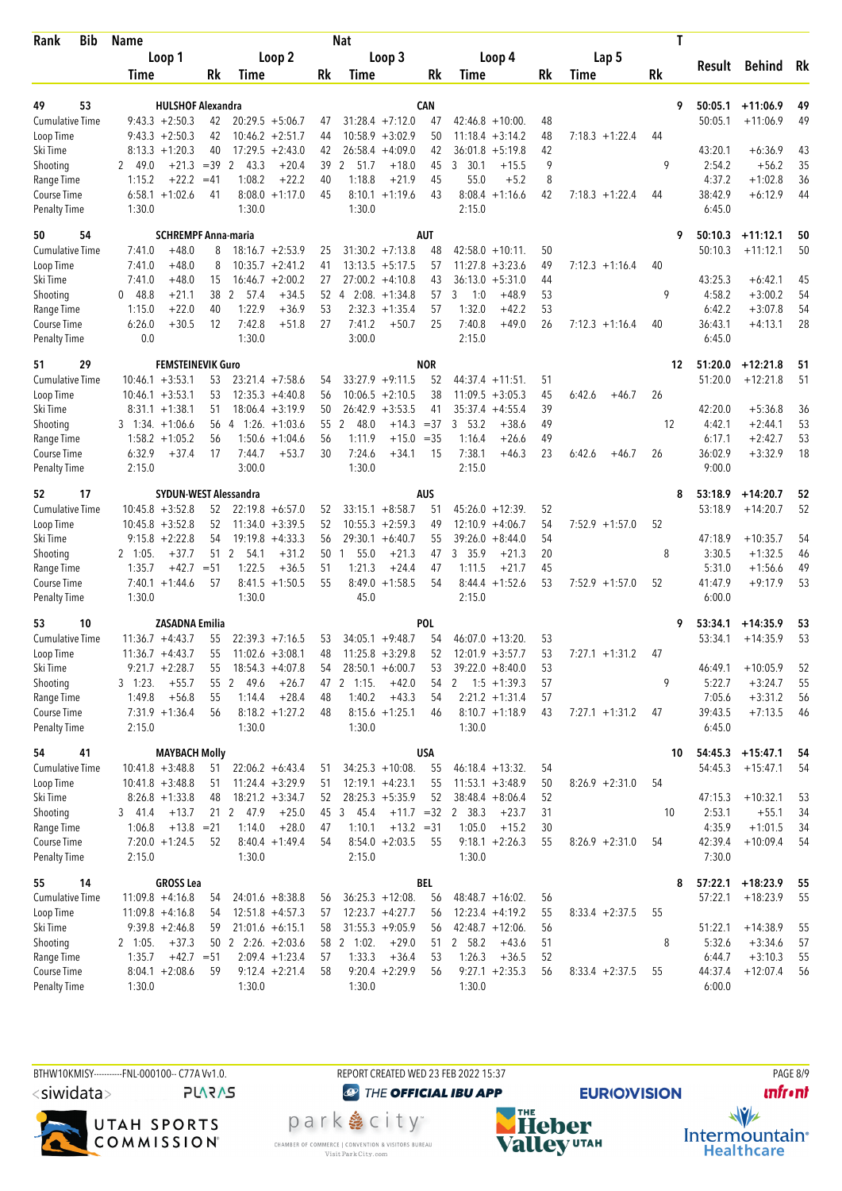| Rank | Bib | Name | | | | Nat | | | | | | | T | | | |
|---|---|---|---|---|---|---|---|---|---|---|---|---|---|---|---|---|
| | | Loop 1 | | Loop 2 | | Loop 3 | | Loop 4 | | Lap 5 | | | | Result | Behind | Rk |
| | | Time | Rk | Time | Rk | Time | Rk | Time | Rk | Time | Rk | | | | | |
| 49 | 53 | HULSHOF Alexandra | | | | CAN | | | | | | | 9 | 50:05.1 | +11:06.9 | 49 |
| Cumulative Time | | 9:43.3 +2:50.3 | 42 | 20:29.5 +5:06.7 | 47 | 31:28.4 +7:12.0 | 47 | 42:46.8 +10:00. | 48 | | | | | 50:05.1 | +11:06.9 | 49 |
| Loop Time | | 9:43.3 +2:50.3 | 42 | 10:46.2 +2:51.7 | 44 | 10:58.9 +3:02.9 | 50 | 11:18.4 +3:14.2 | 48 | 7:18.3 +1:22.4 | 44 | | | | | |
| Ski Time | | 8:13.3 +1:20.3 | 40 | 17:29.5 +2:43.0 | 42 | 26:58.4 +4:09.0 | 42 | 36:01.8 +5:19.8 | 42 | | | | | 43:20.1 | +6:36.9 | 43 |
| Shooting | | 2 49.0 +21.3 | =39 | 2 43.3 +20.4 | 39 | 2 51.7 +18.0 | 45 | 3 30.1 +15.5 | 9 | | | | 9 | 2:54.2 | +56.2 | 35 |
| Range Time | | 1:15.2 +22.2 | =41 | 1:08.2 +22.2 | 40 | 1:18.8 +21.9 | 45 | 55.0 +5.2 | 8 | | | | | 4:37.2 | +1:02.8 | 36 |
| Course Time | | 6:58.1 +1:02.6 | 41 | 8:08.0 +1:17.0 | 45 | 8:10.1 +1:19.6 | 43 | 8:08.4 +1:16.6 | 42 | 7:18.3 +1:22.4 | 44 | | | 38:42.9 | +6:12.9 | 44 |
| Penalty Time | | 1:30.0 | | 1:30.0 | | 1:30.0 | | 2:15.0 | | | | | | 6:45.0 | | |
| 50 | 54 | SCHREMPF Anna-maria | | | | AUT | | | | | | | 9 | 50:10.3 | +11:12.1 | 50 |
| Cumulative Time | | 7:41.0 +48.0 | 8 | 18:16.7 +2:53.9 | 25 | 31:30.2 +7:13.8 | 48 | 42:58.0 +10:11. | 50 | | | | | 50:10.3 | +11:12.1 | 50 |
| Loop Time | | 7:41.0 +48.0 | 8 | 10:35.7 +2:41.2 | 41 | 13:13.5 +5:17.5 | 57 | 11:27.8 +3:23.6 | 49 | 7:12.3 +1:16.4 | 40 | | | | | |
| Ski Time | | 7:41.0 +48.0 | 15 | 16:46.7 +2:00.2 | 27 | 27:00.2 +4:10.8 | 43 | 36:13.0 +5:31.0 | 44 | | | | | 43:25.3 | +6:42.1 | 45 |
| Shooting | | 0 48.8 +21.1 | 38 | 2 57.4 +34.5 | 52 | 4 2:08. +1:34.8 | 57 | 3 1:0 +48.9 | 53 | | | | 9 | 4:58.2 | +3:00.2 | 54 |
| Range Time | | 1:15.0 +22.0 | 40 | 1:22.9 +36.9 | 53 | 2:32.3 +1:35.4 | 57 | 1:32.0 +42.2 | 53 | | | | | 6:42.2 | +3:07.8 | 54 |
| Course Time | | 6:26.0 +30.5 | 12 | 7:42.8 +51.8 | 27 | 7:41.2 +50.7 | 25 | 7:40.8 +49.0 | 26 | 7:12.3 +1:16.4 | 40 | | | 36:43.1 | +4:13.1 | 28 |
| Penalty Time | | 0.0 | | 1:30.0 | | 3:00.0 | | 2:15.0 | | | | | | 6:45.0 | | |
| 51 | 29 | FEMSTEINEVIK Guro | | | | NOR | | | | | | | 12 | 51:20.0 | +12:21.8 | 51 |
| Cumulative Time | | 10:46.1 +3:53.1 | 53 | 23:21.4 +7:58.6 | 54 | 33:27.9 +9:11.5 | 52 | 44:37.4 +11:51. | 51 | | | | | 51:20.0 | +12:21.8 | 51 |
| Loop Time | | 10:46.1 +3:53.1 | 53 | 12:35.3 +4:40.8 | 56 | 10:06.5 +2:10.5 | 38 | 11:09.5 +3:05.3 | 45 | 6:42.6 +46.7 | 26 | | | | | |
| Ski Time | | 8:31.1 +1:38.1 | 51 | 18:06.4 +3:19.9 | 50 | 26:42.9 +3:53.5 | 41 | 35:37.4 +4:55.4 | 39 | | | | | 42:20.0 | +5:36.8 | 36 |
| Shooting | | 3 1:34. +1:06.6 | 56 | 4 1:26. +1:03.6 | 55 | 2 48.0 +14.3 | =37 | 3 53.2 +38.6 | 49 | | | | 12 | 4:42.1 | +2:44.1 | 53 |
| Range Time | | 1:58.2 +1:05.2 | 56 | 1:50.6 +1:04.6 | 56 | 1:11.9 +15.0 | =35 | 1:16.4 +26.6 | 49 | | | | | 6:17.1 | +2:42.7 | 53 |
| Course Time | | 6:32.9 +37.4 | 17 | 7:44.7 +53.7 | 30 | 7:24.6 +34.1 | 15 | 7:38.1 +46.3 | 23 | 6:42.6 +46.7 | 26 | | | 36:02.9 | +3:32.9 | 18 |
| Penalty Time | | 2:15.0 | | 3:00.0 | | 1:30.0 | | 2:15.0 | | | | | | 9:00.0 | | |
| 52 | 17 | SYDUN-WEST Alessandra | | | | AUS | | | | | | | 8 | 53:18.9 | +14:20.7 | 52 |
| Cumulative Time | | 10:45.8 +3:52.8 | 52 | 22:19.8 +6:57.0 | 52 | 33:15.1 +8:58.7 | 51 | 45:26.0 +12:39. | 52 | | | | | 53:18.9 | +14:20.7 | 52 |
| Loop Time | | 10:45.8 +3:52.8 | 52 | 11:34.0 +3:39.5 | 52 | 10:55.3 +2:59.3 | 49 | 12:10.9 +4:06.7 | 54 | 7:52.9 +1:57.0 | 52 | | | | | |
| Ski Time | | 9:15.8 +2:22.8 | 54 | 19:19.8 +4:33.3 | 56 | 29:30.1 +6:40.7 | 55 | 39:26.0 +8:44.0 | 54 | | | | | 47:18.9 | +10:35.7 | 54 |
| Shooting | | 2 1:05. +37.7 | 51 | 2 54.1 +31.2 | 50 | 1 55.0 +21.3 | 47 | 3 35.9 +21.3 | 20 | | | | 8 | 3:30.5 | +1:32.5 | 46 |
| Range Time | | 1:35.7 +42.7 | =51 | 1:22.5 +36.5 | 51 | 1:21.3 +24.4 | 47 | 1:11.5 +21.7 | 45 | | | | | 5:31.0 | +1:56.6 | 49 |
| Course Time | | 7:40.1 +1:44.6 | 57 | 8:41.5 +1:50.5 | 55 | 8:49.0 +1:58.5 | 54 | 8:44.4 +1:52.6 | 53 | 7:52.9 +1:57.0 | 52 | | | 41:47.9 | +9:17.9 | 53 |
| Penalty Time | | 1:30.0 | | 1:30.0 | | 45.0 | | 2:15.0 | | | | | | 6:00.0 | | |
| 53 | 10 | ZASADNA Emilia | | | | POL | | | | | | | 9 | 53:34.1 | +14:35.9 | 53 |
| Cumulative Time | | 11:36.7 +4:43.7 | 55 | 22:39.3 +7:16.5 | 53 | 34:05.1 +9:48.7 | 54 | 46:07.0 +13:20. | 53 | | | | | 53:34.1 | +14:35.9 | 53 |
| Loop Time | | 11:36.7 +4:43.7 | 55 | 11:02.6 +3:08.1 | 48 | 11:25.8 +3:29.8 | 52 | 12:01.9 +3:57.7 | 53 | 7:27.1 +1:31.2 | 47 | | | | | |
| Ski Time | | 9:21.7 +2:28.7 | 55 | 18:54.3 +4:07.8 | 54 | 28:50.1 +6:00.7 | 53 | 39:22.0 +8:40.0 | 53 | | | | | 46:49.1 | +10:05.9 | 52 |
| Shooting | | 3 1:23. +55.7 | 55 | 2 49.6 +26.7 | 47 | 2 1:15. +42.0 | 54 | 2 1:5 +1:39.3 | 57 | | | | 9 | 5:22.7 | +3:24.7 | 55 |
| Range Time | | 1:49.8 +56.8 | 55 | 1:14.4 +28.4 | 48 | 1:40.2 +43.3 | 54 | 2:21.2 +1:31.4 | 57 | | | | | 7:05.6 | +3:31.2 | 56 |
| Course Time | | 7:31.9 +1:36.4 | 56 | 8:18.2 +1:27.2 | 48 | 8:15.6 +1:25.1 | 46 | 8:10.7 +1:18.9 | 43 | 7:27.1 +1:31.2 | 47 | | | 39:43.5 | +7:13.5 | 46 |
| Penalty Time | | 2:15.0 | | 1:30.0 | | 1:30.0 | | 1:30.0 | | | | | | 6:45.0 | | |
| 54 | 41 | MAYBACH Molly | | | | USA | | | | | | | 10 | 54:45.3 | +15:47.1 | 54 |
| Cumulative Time | | 10:41.8 +3:48.8 | 51 | 22:06.2 +6:43.4 | 51 | 34:25.3 +10:08. | 55 | 46:18.4 +13:32. | 54 | | | | | 54:45.3 | +15:47.1 | 54 |
| Loop Time | | 10:41.8 +3:48.8 | 51 | 11:24.4 +3:29.9 | 51 | 12:19.1 +4:23.1 | 55 | 11:53.1 +3:48.9 | 50 | 8:26.9 +2:31.0 | 54 | | | | | |
| Ski Time | | 8:26.8 +1:33.8 | 48 | 18:21.2 +3:34.7 | 52 | 28:25.3 +5:35.9 | 52 | 38:48.4 +8:06.4 | 52 | | | | | 47:15.3 | +10:32.1 | 53 |
| Shooting | | 3 41.4 +13.7 | 21 | 2 47.9 +25.0 | 45 | 3 45.4 +11.7 | =32 | 2 38.3 +23.7 | 31 | | | | 10 | 2:53.1 | +55.1 | 34 |
| Range Time | | 1:06.8 +13.8 | =21 | 1:14.0 +28.0 | 47 | 1:10.1 +13.2 | =31 | 1:05.0 +15.2 | 30 | | | | | 4:35.9 | +1:01.5 | 34 |
| Course Time | | 7:20.0 +1:24.5 | 52 | 8:40.4 +1:49.4 | 54 | 8:54.0 +2:03.5 | 55 | 9:18.1 +2:26.3 | 55 | 8:26.9 +2:31.0 | 54 | | | 42:39.4 | +10:09.4 | 54 |
| Penalty Time | | 2:15.0 | | 1:30.0 | | 2:15.0 | | 1:30.0 | | | | | | 7:30.0 | | |
| 55 | 14 | GROSS Lea | | | | BEL | | | | | | | 8 | 57:22.1 | +18:23.9 | 55 |
| Cumulative Time | | 11:09.8 +4:16.8 | 54 | 24:01.6 +8:38.8 | 56 | 36:25.3 +12:08. | 56 | 48:48.7 +16:02. | 56 | | | | | 57:22.1 | +18:23.9 | 55 |
| Loop Time | | 11:09.8 +4:16.8 | 54 | 12:51.8 +4:57.3 | 57 | 12:23.7 +4:27.7 | 56 | 12:23.4 +4:19.2 | 55 | 8:33.4 +2:37.5 | 55 | | | | | |
| Ski Time | | 9:39.8 +2:46.8 | 59 | 21:01.6 +6:15.1 | 58 | 31:55.3 +9:05.9 | 56 | 42:48.7 +12:06. | 56 | | | | | 51:22.1 | +14:38.9 | 55 |
| Shooting | | 2 1:05. +37.3 | 50 | 2 2:26. +2:03.6 | 58 | 2 1:02. +29.0 | 51 | 2 58.2 +43.6 | 51 | | | | 8 | 5:32.6 | +3:34.6 | 57 |
| Range Time | | 1:35.7 +42.7 | =51 | 2:09.4 +1:23.4 | 57 | 1:33.3 +36.4 | 53 | 1:26.3 +36.5 | 52 | | | | | 6:44.7 | +3:10.3 | 55 |
| Course Time | | 8:04.1 +2:08.6 | 59 | 9:12.4 +2:21.4 | 58 | 9:20.4 +2:29.9 | 56 | 9:27.1 +2:35.3 | 56 | 8:33.4 +2:37.5 | 55 | | | 44:37.4 | +12:07.4 | 56 |
| Penalty Time | | 1:30.0 | | 1:30.0 | | 1:30.0 | | 1:30.0 | | | | | | 6:00.0 | | |

BTHW10KMISY----------FNL-000100-- C77A Vv1.0. REPORT CREATED WED 23 FEB 2022 15:37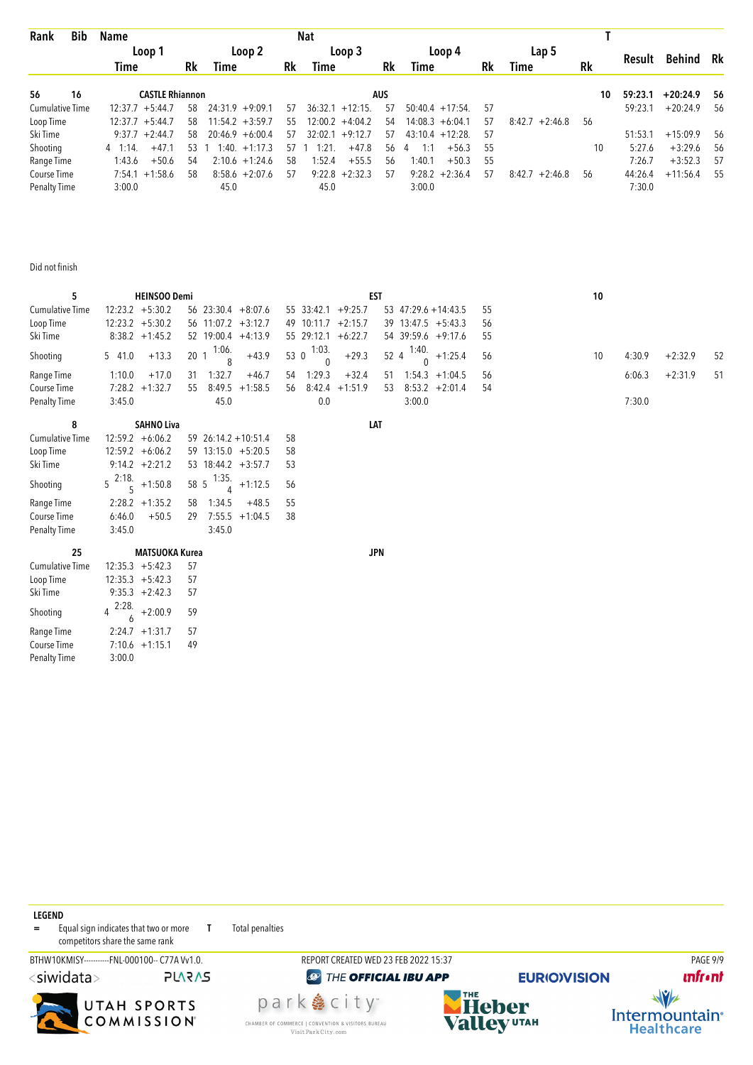| Rank | Bib | Name | | | Nat | | | | | | | | | T | | | |
|---|---|---|---|---|---|---|---|---|---|---|---|---|---|---|---|---|---|
| | | Loop 1 | | | Loop 2 | | | Loop 3 | | | Loop 4 | | | Lap 5 | | | Result | Behind | Rk |
| | | Time | | Rk | Time | | Rk | Time | | Rk | Time | | Rk | Time | | Rk | | | |
| 56 | 16 | CASTLE Rhiannon | | | | | | AUS | | | | | | | | 10 | 59:23.1 | +20:24.9 | 56 |
| Cumulative Time | | 12:37.7 | +5:44.7 | 58 | 24:31.9 | +9:09.1 | 57 | 36:32.1 | +12:15. | 57 | 50:40.4 | +17:54. | 57 | | | | 59:23.1 | +20:24.9 | 56 |
| Loop Time | | 12:37.7 | +5:44.7 | 58 | 11:54.2 | +3:59.7 | 55 | 12:00.2 | +4:04.2 | 54 | 14:08.3 | +6:04.1 | 57 | 8:42.7 | +2:46.8 | 56 | | | |
| Ski Time | | 9:37.7 | +2:44.7 | 58 | 20:46.9 | +6:00.4 | 57 | 32:02.1 | +9:12.7 | 57 | 43:10.4 | +12:28. | 57 | | | | 51:53.1 | +15:09.9 | 56 |
| Shooting | | 4 1:14. | +47.1 | 53 | 1 1:40. | +1:17.3 | 57 | 1 1:21. | +47.8 | 56 | 4 1:1 | +56.3 | 55 | | | 10 | 5:27.6 | +3:29.6 | 56 |
| Range Time | | 1:43.6 | +50.6 | 54 | 2:10.6 | +1:24.6 | 58 | 1:52.4 | +55.5 | 56 | 1:40.1 | +50.3 | 55 | | | | 7:26.7 | +3:52.3 | 57 |
| Course Time | | 7:54.1 | +1:58.6 | 58 | 8:58.6 | +2:07.6 | 57 | 9:22.8 | +2:32.3 | 57 | 9:28.2 | +2:36.4 | 57 | 8:42.7 | +2:46.8 | 56 | 44:26.4 | +11:56.4 | 55 |
| Penalty Time | | 3:00.0 | | | 45.0 | | | 45.0 | | | 3:00.0 | | | | | | 7:30.0 | | |

Did not finish

| Bib | Name | | | | | | | | | | | | T | | | |
|---|---|---|---|---|---|---|---|---|---|---|---|---|---|---|---|---|
| 5 | HEINSOO Demi | | | | | EST | | | | | | | 10 | | | |
| Cumulative Time | 12:23.2 | +5:30.2 | 56 | 23:30.4 | +8:07.6 | 55 | 33:42.1 | +9:25.7 | 53 | 47:29.6 | +14:43.5 | 55 | | | | |
| Loop Time | 12:23.2 | +5:30.2 | 56 | 11:07.2 | +3:12.7 | 49 | 10:11.7 | +2:15.7 | 39 | 13:47.5 | +5:43.3 | 56 | | | | |
| Ski Time | 8:38.2 | +1:45.2 | 52 | 19:00.4 | +4:13.9 | 55 | 29:12.1 | +6:22.7 | 54 | 39:59.6 | +9:17.6 | 55 | | | | |
| Shooting | 5 41.0 | +13.3 | 20 | 1 1:06.8 | +43.9 | 53 | 0 1:03.0 | +29.3 | 52 | 4 1:40.0 | +1:25.4 | 56 | 10 | 4:30.9 | +2:32.9 | 52 |
| Range Time | 1:10.0 | +17.0 | 31 | 1:32.7 | +46.7 | 54 | 1:29.3 | +32.4 | 51 | 1:54.3 | +1:04.5 | 56 | | 6:06.3 | +2:31.9 | 51 |
| Course Time | 7:28.2 | +1:32.7 | 55 | 8:49.5 | +1:58.5 | 56 | 8:42.4 | +1:51.9 | 53 | 8:53.2 | +2:01.4 | 54 | | | | |
| Penalty Time | 3:45.0 | | | 45.0 | | | 0.0 | | | 3:00.0 | | | | 7:30.0 | | |
| 8 | SAHNO Liva | | | | | LAT | | | | | | | | | | |
| Cumulative Time | 12:59.2 | +6:06.2 | 59 | 26:14.2 | +10:51.4 | 58 | | | | | | | | | | |
| Loop Time | 12:59.2 | +6:06.2 | 59 | 13:15.0 | +5:20.5 | 58 | | | | | | | | | | |
| Ski Time | 9:14.2 | +2:21.2 | 53 | 18:44.2 | +3:57.7 | 53 | | | | | | | | | | |
| Shooting | 5 2:18.5 | +1:50.8 | 58 | 5 1:35.4 | +1:12.5 | 56 | | | | | | | | | | |
| Range Time | 2:28.2 | +1:35.2 | 58 | 1:34.5 | +48.5 | 55 | | | | | | | | | | |
| Course Time | 6:46.0 | +50.5 | 29 | 7:55.5 | +1:04.5 | 38 | | | | | | | | | | |
| Penalty Time | 3:45.0 | | | 3:45.0 | | | | | | | | | | | | |
| 25 | MATSUOKA Kurea | | | | | JPN | | | | | | | | | | |
| Cumulative Time | 12:35.3 | +5:42.3 | 57 | | | | | | | | | | | | | |
| Loop Time | 12:35.3 | +5:42.3 | 57 | | | | | | | | | | | | | |
| Ski Time | 9:35.3 | +2:42.3 | 57 | | | | | | | | | | | | | |
| Shooting | 4 2:28.6 | +2:00.9 | 59 | | | | | | | | | | | | | |
| Range Time | 2:24.7 | +1:31.7 | 57 | | | | | | | | | | | | | |
| Course Time | 7:10.6 | +1:15.1 | 49 | | | | | | | | | | | | | |
| Penalty Time | 3:00.0 | | | | | | | | | | | | | | | |

**LEGEND**

= Equal sign indicates that two or more competitors share the same rank

T Total penalties

BTHW10KMISY----------FNL-000100-- C77A Vv1.0. REPORT CREATED WED 23 FEB 2022 15:37